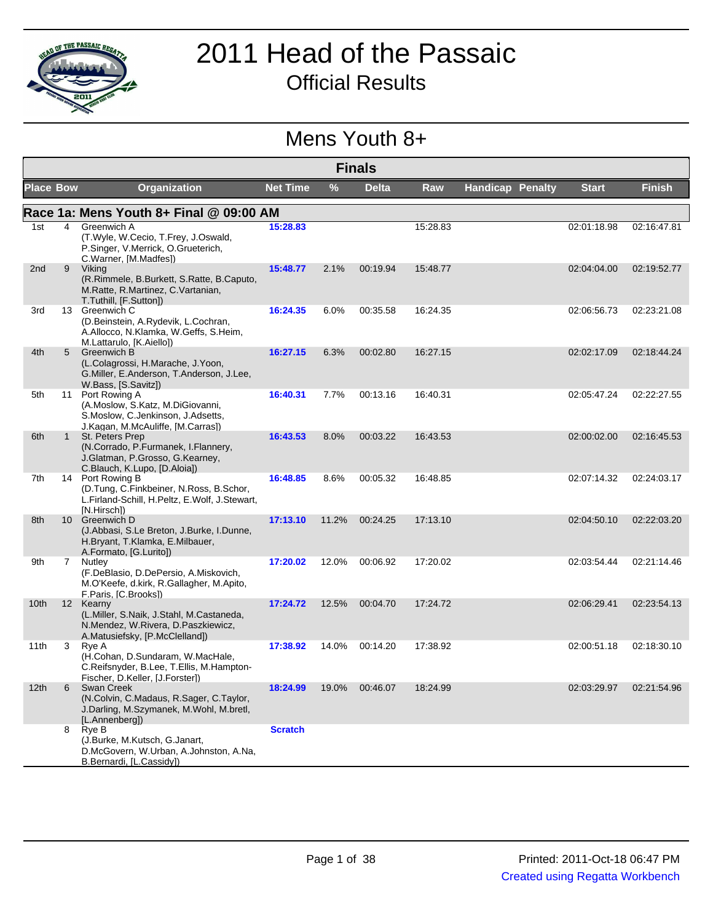# 2011 Head of the Passaic

## Official Results

## Mens Youth 8+

### Finals

| Place | Bow | Organization | Net Time | % | Delta | Raw | Handicap | Penalty | Start | Finish |
|---|---|---|---|---|---|---|---|---|---|---|
| **Race 1a: Mens Youth 8+ Final @ 09:00 AM** | | | | | | | | | | |
| 1st | 4 | Greenwich A (T.Wyle, W.Cecio, T.Frey, J.Oswald, P.Singer, V.Merrick, O.Grueterich, C.Warner, [M.Madfes]) | 15:28.83 | | | 15:28.83 | | | 02:01:18.98 | 02:16:47.81 |
| 2nd | 9 | Viking (R.Rimmele, B.Burkett, S.Ratte, B.Caputo, M.Ratte, R.Martinez, C.Vartanian, T.Tuthill, [F.Sutton]) | 15:48.77 | 2.1% | 00:19.94 | 15:48.77 | | | 02:04:04.00 | 02:19:52.77 |
| 3rd | 13 | Greenwich C (D.Beinstein, A.Rydevik, L.Cochran, A.Allocco, N.Klamka, W.Geffs, S.Heim, M.Lattarulo, [K.Aiello]) | 16:24.35 | 6.0% | 00:35.58 | 16:24.35 | | | 02:06:56.73 | 02:23:21.08 |
| 4th | 5 | Greenwich B (L.Colagrossi, H.Marache, J.Yoon, G.Miller, E.Anderson, T.Anderson, J.Lee, W.Bass, [S.Savitz]) | 16:27.15 | 6.3% | 00:02.80 | 16:27.15 | | | 02:02:17.09 | 02:18:44.24 |
| 5th | 11 | Port Rowing A (A.Moslow, S.Katz, M.DiGiovanni, S.Moslow, C.Jenkinson, J.Adsetts, J.Kagan, M.McAuliffe, [M.Carras]) | 16:40.31 | 7.7% | 00:13.16 | 16:40.31 | | | 02:05:47.24 | 02:22:27.55 |
| 6th | 1 | St. Peters Prep (N.Corrado, P.Furmanek, I.Flannery, J.Glatman, P.Grosso, G.Kearney, C.Blauch, K.Lupo, [D.Aloia]) | 16:43.53 | 8.0% | 00:03.22 | 16:43.53 | | | 02:00:02.00 | 02:16:45.53 |
| 7th | 14 | Port Rowing B (D.Tung, C.Finkbeiner, N.Ross, B.Schor, L.Firland-Schill, H.Peltz, E.Wolf, J.Stewart, [N.Hirsch]) | 16:48.85 | 8.6% | 00:05.32 | 16:48.85 | | | 02:07:14.32 | 02:24:03.17 |
| 8th | 10 | Greenwich D (J.Abbasi, S.Le Breton, J.Burke, I.Dunne, H.Bryant, T.Klamka, E.Milbauer, A.Formato, [G.Lurito]) | 17:13.10 | 11.2% | 00:24.25 | 17:13.10 | | | 02:04:50.10 | 02:22:03.20 |
| 9th | 7 | Nutley (F.DeBlasio, D.DePersio, A.Miskovich, M.O'Keefe, d.kirk, R.Gallagher, M.Apito, F.Paris, [C.Brooks]) | 17:20.02 | 12.0% | 00:06.92 | 17:20.02 | | | 02:03:54.44 | 02:21:14.46 |
| 10th | 12 | Kearny (L.Miller, S.Naik, J.Stahl, M.Castaneda, N.Mendez, W.Rivera, D.Paszkiewicz, A.Matusiefsky, [P.McClelland]) | 17:24.72 | 12.5% | 00:04.70 | 17:24.72 | | | 02:06:29.41 | 02:23:54.13 |
| 11th | 3 | Rye A (H.Cohan, D.Sundaram, W.MacHale, C.Reifsnyder, B.Lee, T.Ellis, M.Hampton-Fischer, D.Keller, [J.Forster]) | 17:38.92 | 14.0% | 00:14.20 | 17:38.92 | | | 02:00:51.18 | 02:18:30.10 |
| 12th | 6 | Swan Creek (N.Colvin, C.Madaus, R.Sager, C.Taylor, J.Darling, M.Szymanek, M.Wohl, M.bretl, [L.Annenberg]) | 18:24.99 | 19.0% | 00:46.07 | 18:24.99 | | | 02:03:29.97 | 02:21:54.96 |
| | 8 | Rye B (J.Burke, M.Kutsch, G.Janart, D.McGovern, W.Urban, A.Johnston, A.Na, B.Bernardi, [L.Cassidy]) | Scratch | | | | | | | |

Printed: 2011-Oct-18 06:47 PM

Created using Regatta Workbench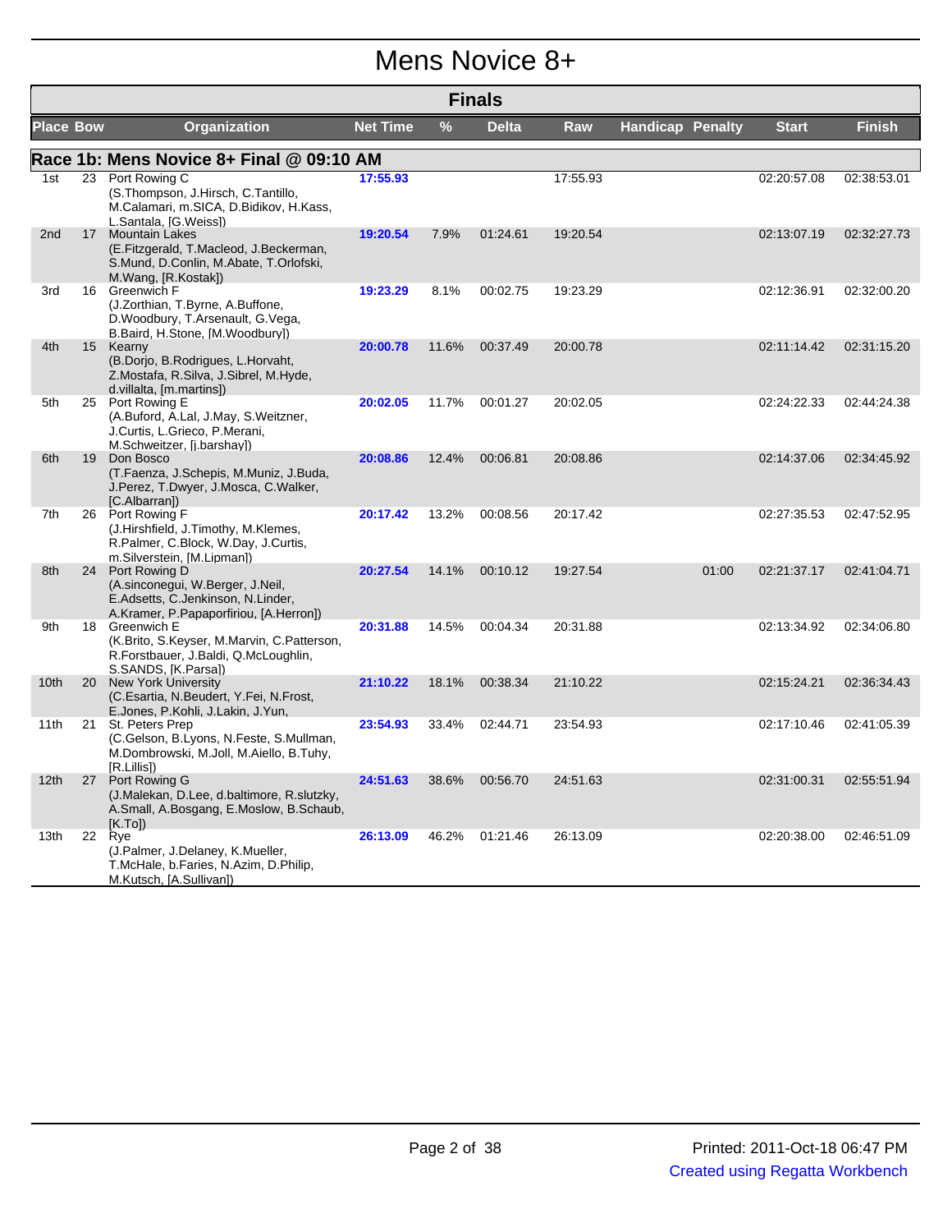# Mens Novice 8+

## Finals

### Race 1b: Mens Novice 8+ Final @ 09:10 AM

| Place | Bow | Organization | Net Time | % | Delta | Raw | Handicap | Penalty | Start | Finish |
|---|---|---|---|---|---|---|---|---|---|---|
| 1st | 23 | Port Rowing C (S.Thompson, J.Hirsch, C.Tantillo, M.Calamari, m.SICA, D.Bidikov, H.Kass, L.Santala, [G.Weiss]) | 17:55.93 | | | 17:55.93 | | | 02:20:57.08 | 02:38:53.01 |
| 2nd | 17 | Mountain Lakes (E.Fitzgerald, T.Macleod, J.Beckerman, S.Mund, D.Conlin, M.Abate, T.Orlofski, M.Wang, [R.Kostak]) | 19:20.54 | 7.9% | 01:24.61 | 19:20.54 | | | 02:13:07.19 | 02:32:27.73 |
| 3rd | 16 | Greenwich F (J.Zorthian, T.Byrne, A.Buffone, D.Woodbury, T.Arsenault, G.Vega, B.Baird, H.Stone, [M.Woodbury]) | 19:23.29 | 8.1% | 00:02.75 | 19:23.29 | | | 02:12:36.91 | 02:32:00.20 |
| 4th | 15 | Kearny (B.Dorjo, B.Rodrigues, L.Horvaht, Z.Mostafa, R.Silva, J.Sibrel, M.Hyde, d.villalta, [m.martins]) | 20:00.78 | 11.6% | 00:37.49 | 20:00.78 | | | 02:11:14.42 | 02:31:15.20 |
| 5th | 25 | Port Rowing E (A.Buford, A.Lal, J.May, S.Weitzner, J.Curtis, L.Grieco, P.Merani, M.Schweitzer, [j.barshay]) | 20:02.05 | 11.7% | 00:01.27 | 20:02.05 | | | 02:24:22.33 | 02:44:24.38 |
| 6th | 19 | Don Bosco (T.Faenza, J.Schepis, M.Muniz, J.Buda, J.Perez, T.Dwyer, J.Mosca, C.Walker, [C.Albarran]) | 20:08.86 | 12.4% | 00:06.81 | 20:08.86 | | | 02:14:37.06 | 02:34:45.92 |
| 7th | 26 | Port Rowing F (J.Hirshfield, J.Timothy, M.Klemes, R.Palmer, C.Block, W.Day, J.Curtis, m.Silverstein, [M.Lipman]) | 20:17.42 | 13.2% | 00:08.56 | 20:17.42 | | | 02:27:35.53 | 02:47:52.95 |
| 8th | 24 | Port Rowing D (A.sinconegui, W.Berger, J.Neil, E.Adsetts, C.Jenkinson, N.Linder, A.Kramer, P.Papaporfiriou, [A.Herron]) | 20:27.54 | 14.1% | 00:10.12 | 19:27.54 | | 01:00 | 02:21:37.17 | 02:41:04.71 |
| 9th | 18 | Greenwich E (K.Brito, S.Keyser, M.Marvin, C.Patterson, R.Forstbauer, J.Baldi, Q.McLoughlin, S.SANDS, [K.Parsa]) | 20:31.88 | 14.5% | 00:04.34 | 20:31.88 | | | 02:13:34.92 | 02:34:06.80 |
| 10th | 20 | New York University (C.Esartia, N.Beudert, Y.Fei, N.Frost, E.Jones, P.Kohli, J.Lakin, J.Yun, | 21:10.22 | 18.1% | 00:38.34 | 21:10.22 | | | 02:15:24.21 | 02:36:34.43 |
| 11th | 21 | St. Peters Prep (C.Gelson, B.Lyons, N.Feste, S.Mullman, M.Dombrowski, M.Joll, M.Aiello, B.Tuhy, [R.Lillis]) | 23:54.93 | 33.4% | 02:44.71 | 23:54.93 | | | 02:17:10.46 | 02:41:05.39 |
| 12th | 27 | Port Rowing G (J.Malekan, D.Lee, d.baltimore, R.slutzky, A.Small, A.Bosgang, E.Moslow, B.Schaub, [K.To]) | 24:51.63 | 38.6% | 00:56.70 | 24:51.63 | | | 02:31:00.31 | 02:55:51.94 |
| 13th | 22 | Rye (J.Palmer, J.Delaney, K.Mueller, T.McHale, b.Faries, N.Azim, D.Philip, M.Kutsch, [A.Sullivan]) | 26:13.09 | 46.2% | 01:21.46 | 26:13.09 | | | 02:20:38.00 | 02:46:51.09 |

Printed: 2011-Oct-18 06:47 PM

Created using Regatta Workbench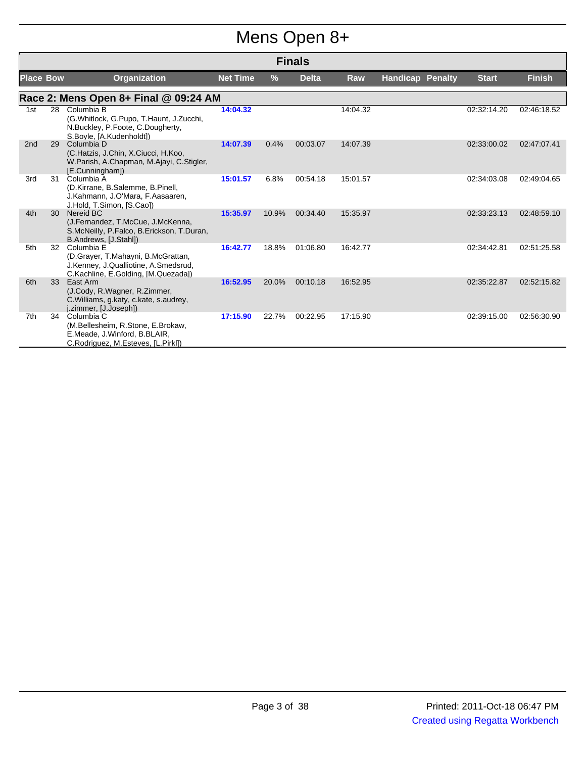# Mens Open 8+

## Finals

### Race 2: Mens Open 8+ Final @ 09:24 AM

| Place | Bow | Organization | Net Time | % | Delta | Raw | Handicap | Penalty | Start | Finish |
|---|---|---|---|---|---|---|---|---|---|---|
| 1st | 28 | Columbia B (G.Whitlock, G.Pupo, T.Haunt, J.Zucchi, N.Buckley, P.Foote, C.Dougherty, S.Boyle, [A.Kudenholdt]) | 14:04.32 | | | 14:04.32 | | | 02:32:14.20 | 02:46:18.52 |
| 2nd | 29 | Columbia D (C.Hatzis, J.Chin, X.Ciucci, H.Koo, W.Parish, A.Chapman, M.Ajayi, C.Stigler, [E.Cunningham]) | 14:07.39 | 0.4% | 00:03.07 | 14:07.39 | | | 02:33:00.02 | 02:47:07.41 |
| 3rd | 31 | Columbia A (D.Kirrane, B.Salemme, B.Pinell, J.Kahmann, J.O'Mara, F.Aasaaren, J.Hold, T.Simon, [S.Cao]) | 15:01.57 | 6.8% | 00:54.18 | 15:01.57 | | | 02:34:03.08 | 02:49:04.65 |
| 4th | 30 | Nereid BC (J.Fernandez, T.McCue, J.McKenna, S.McNeilly, P.Falco, B.Erickson, T.Duran, B.Andrews, [J.Stahl]) | 15:35.97 | 10.9% | 00:34.40 | 15:35.97 | | | 02:33:23.13 | 02:48:59.10 |
| 5th | 32 | Columbia E (D.Grayer, T.Mahayni, B.McGrattan, J.Kenney, J.Qualliotine, A.Smedsrud, C.Kachline, E.Golding, [M.Quezada]) | 16:42.77 | 18.8% | 01:06.80 | 16:42.77 | | | 02:34:42.81 | 02:51:25.58 |
| 6th | 33 | East Arm (J.Cody, R.Wagner, R.Zimmer, C.Williams, g.katy, c.kate, s.audrey, j.zimmer, [J.Joseph]) | 16:52.95 | 20.0% | 00:10.18 | 16:52.95 | | | 02:35:22.87 | 02:52:15.82 |
| 7th | 34 | Columbia C (M.Bellesheim, R.Stone, E.Brokaw, E.Meade, J.Winford, B.BLAIR, C.Rodriguez, M.Esteves, [L.Pirkl]) | 17:15.90 | 22.7% | 00:22.95 | 17:15.90 | | | 02:39:15.00 | 02:56:30.90 |

Printed: 2011-Oct-18 06:47 PM

Created using Regatta Workbench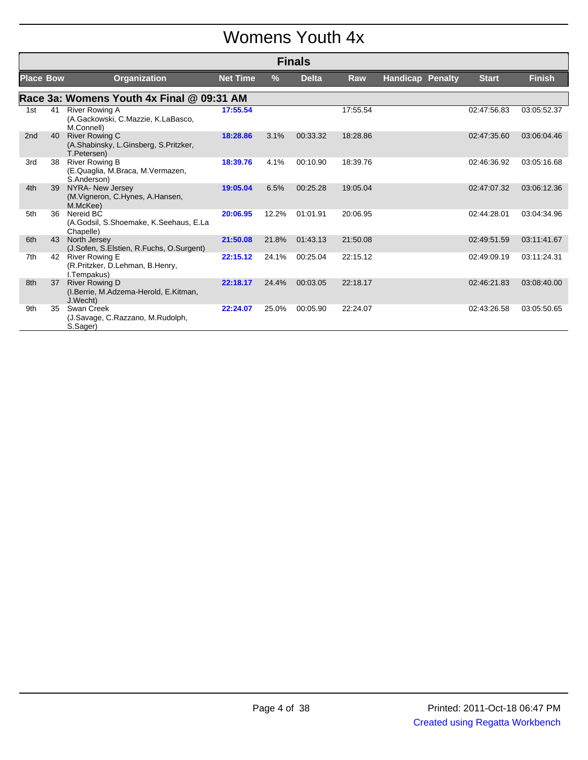# Womens Youth 4x

## Finals

### Race 3a: Womens Youth 4x Final @ 09:31 AM

| Place | Bow | Organization | Net Time | % | Delta | Raw | Handicap | Penalty | Start | Finish |
|---|---|---|---|---|---|---|---|---|---|---|
| 1st | 41 | River Rowing A (A.Gackowski, C.Mazzie, K.LaBasco, M.Connell) | 17:55.54 | | | 17:55.54 | | | 02:47:56.83 | 03:05:52.37 |
| 2nd | 40 | River Rowing C (A.Shabinsky, L.Ginsberg, S.Pritzker, T.Petersen) | 18:28.86 | 3.1% | 00:33.32 | 18:28.86 | | | 02:47:35.60 | 03:06:04.46 |
| 3rd | 38 | River Rowing B (E.Quaglia, M.Braca, M.Vermazen, S.Anderson) | 18:39.76 | 4.1% | 00:10.90 | 18:39.76 | | | 02:46:36.92 | 03:05:16.68 |
| 4th | 39 | NYRA- New Jersey (M.Vigneron, C.Hynes, A.Hansen, M.McKee) | 19:05.04 | 6.5% | 00:25.28 | 19:05.04 | | | 02:47:07.32 | 03:06:12.36 |
| 5th | 36 | Nereid BC (A.Godsil, S.Shoemake, K.Seehaus, E.La Chapelle) | 20:06.95 | 12.2% | 01:01.91 | 20:06.95 | | | 02:44:28.01 | 03:04:34.96 |
| 6th | 43 | North Jersey (J.Sofen, S.Elstien, R.Fuchs, O.Surgent) | 21:50.08 | 21.8% | 01:43.13 | 21:50.08 | | | 02:49:51.59 | 03:11:41.67 |
| 7th | 42 | River Rowing E (R.Pritzker, D.Lehman, B.Henry, I.Tempakus) | 22:15.12 | 24.1% | 00:25.04 | 22:15.12 | | | 02:49:09.19 | 03:11:24.31 |
| 8th | 37 | River Rowing D (I.Berrie, M.Adzema-Herold, E.Kitman, J.Wecht) | 22:18.17 | 24.4% | 00:03.05 | 22:18.17 | | | 02:46:21.83 | 03:08:40.00 |
| 9th | 35 | Swan Creek (J.Savage, C.Razzano, M.Rudolph, S.Sager) | 22:24.07 | 25.0% | 00:05.90 | 22:24.07 | | | 02:43:26.58 | 03:05:50.65 |

Printed: 2011-Oct-18 06:47 PM

Created using Regatta Workbench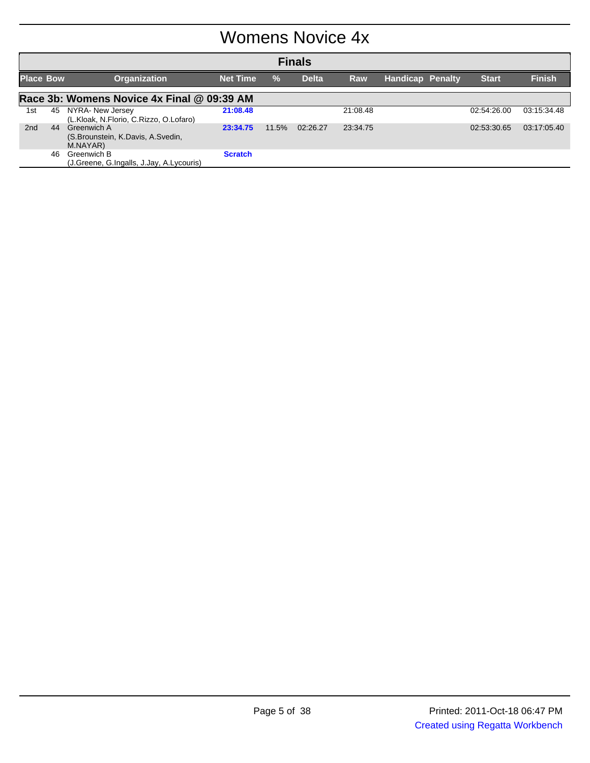# Womens Novice 4x

## Finals

| Place | Bow | Organization | Net Time | % | Delta | Raw | Handicap | Penalty | Start | Finish |
|---|---|---|---|---|---|---|---|---|---|---|
| **Race 3b: Womens Novice 4x Final @ 09:39 AM** | | | | | | | | | | |
| 1st | 45 | NYRA- New Jersey (L.Kloak, N.Florio, C.Rizzo, O.Lofaro) | **21:08.48** | | | 21:08.48 | | | 02:54:26.00 | 03:15:34.48 |
| 2nd | 44 | Greenwich A (S.Brounstein, K.Davis, A.Svedin, M.NAYAR) | **23:34.75** | 11.5% | 02:26.27 | 23:34.75 | | | 02:53:30.65 | 03:17:05.40 |
| | 46 | Greenwich B (J.Greene, G.Ingalls, J.Jay, A.Lycouris) | **Scratch** | | | | | | | |

Printed: 2011-Oct-18 06:47 PM

Created using Regatta Workbench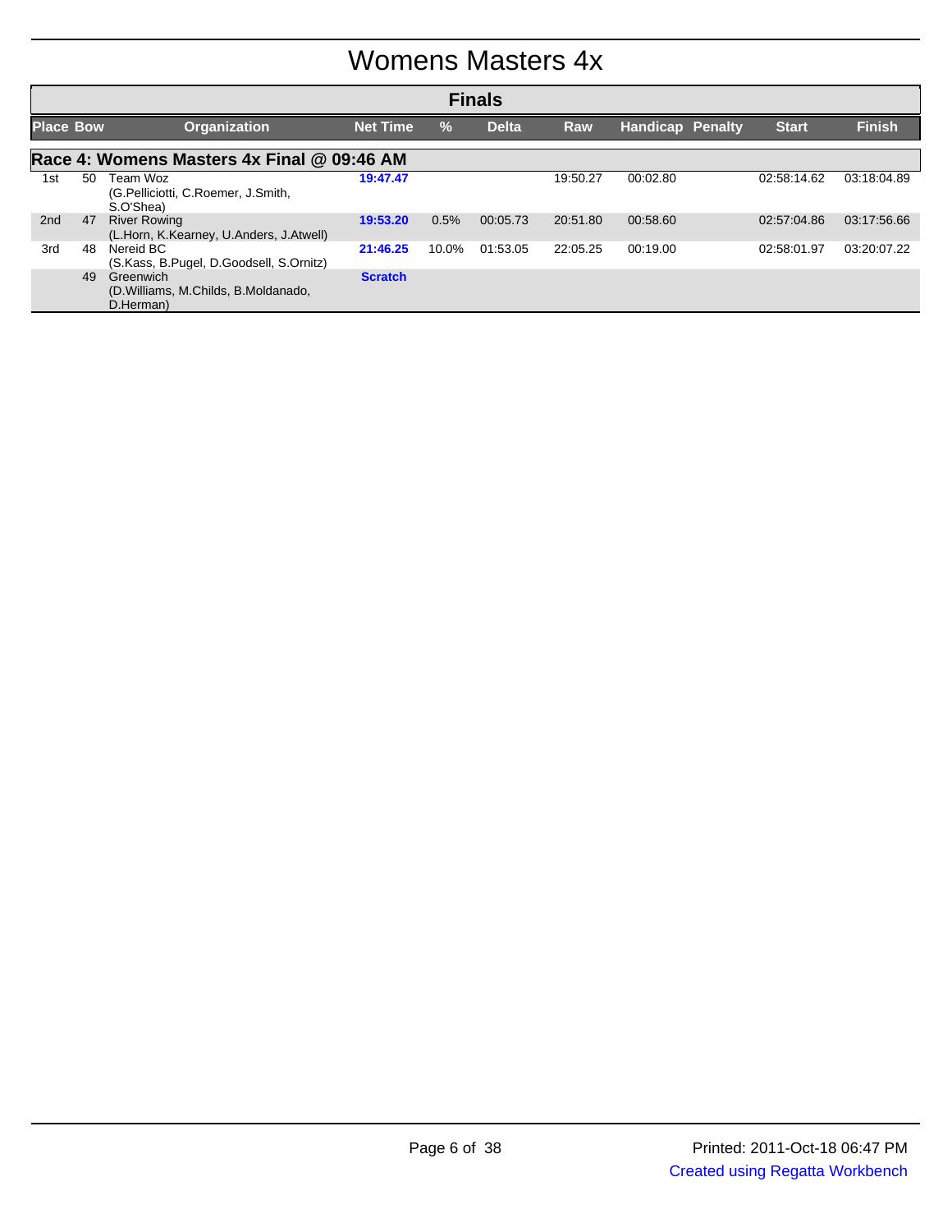# Womens Masters 4x

## Finals

| Place | Bow | Organization | Net Time | % | Delta | Raw | Handicap | Penalty | Start | Finish |
|---|---|---|---|---|---|---|---|---|---|---|
| **Race 4: Womens Masters 4x Final @ 09:46 AM** | | | | | | | | | | |
| 1st | 50 | Team Woz (G.Pelliciotti, C.Roemer, J.Smith, S.O'Shea) | **19:47.47** | | | 19:50.27 | 00:02.80 | | 02:58:14.62 | 03:18:04.89 |
| 2nd | 47 | River Rowing (L.Horn, K.Kearney, U.Anders, J.Atwell) | **19:53.20** | 0.5% | 00:05.73 | 20:51.80 | 00:58.60 | | 02:57:04.86 | 03:17:56.66 |
| 3rd | 48 | Nereid BC (S.Kass, B.Pugel, D.Goodsell, S.Ornitz) | **21:46.25** | 10.0% | 01:53.05 | 22:05.25 | 00:19.00 | | 02:58:01.97 | 03:20:07.22 |
| | 49 | Greenwich (D.Williams, M.Childs, B.Moldanado, D.Herman) | **Scratch** | | | | | | | |

Printed: 2011-Oct-18 06:47 PM

Created using Regatta Workbench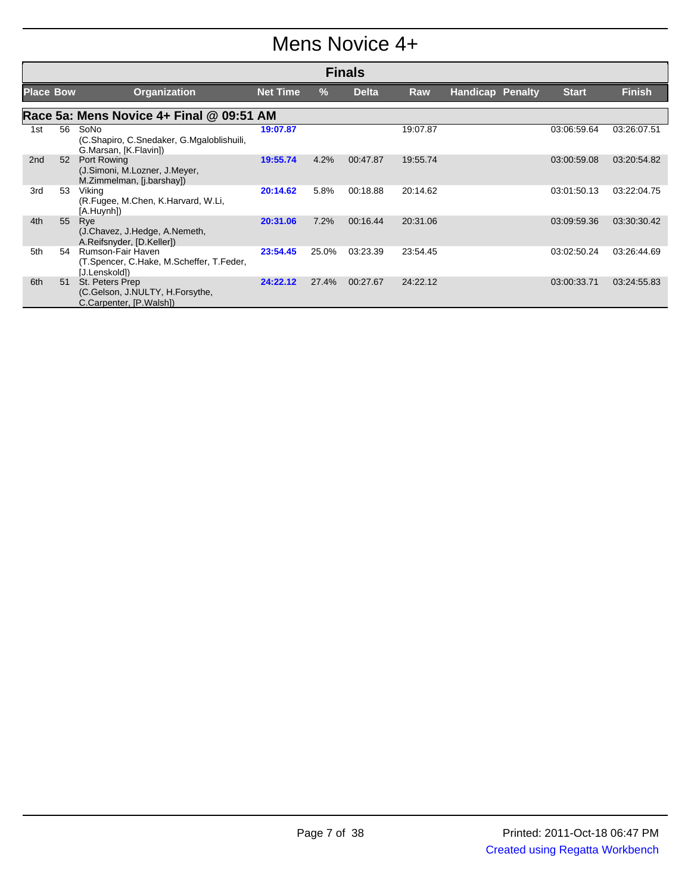# Mens Novice 4+

## Finals

| Place | Bow | Organization | Net Time | % | Delta | Raw | Handicap | Penalty | Start | Finish |
|---|---|---|---|---|---|---|---|---|---|---|
| **Race 5a: Mens Novice 4+ Final @ 09:51 AM** | | | | | | | | | | |
| 1st | 56 | SoNo (C.Shapiro, C.Snedaker, G.Mgaloblishuili, G.Marsan, [K.Flavin]) | 19:07.87 | | | 19:07.87 | | | 03:06:59.64 | 03:26:07.51 |
| 2nd | 52 | Port Rowing (J.Simoni, M.Lozner, J.Meyer, M.Zimmelman, [j.barshay]) | 19:55.74 | 4.2% | 00:47.87 | 19:55.74 | | | 03:00:59.08 | 03:20:54.82 |
| 3rd | 53 | Viking (R.Fugee, M.Chen, K.Harvard, W.Li, [A.Huynh]) | 20:14.62 | 5.8% | 00:18.88 | 20:14.62 | | | 03:01:50.13 | 03:22:04.75 |
| 4th | 55 | Rye (J.Chavez, J.Hedge, A.Nemeth, A.Reifsnyder, [D.Keller]) | 20:31.06 | 7.2% | 00:16.44 | 20:31.06 | | | 03:09:59.36 | 03:30:30.42 |
| 5th | 54 | Rumson-Fair Haven (T.Spencer, C.Hake, M.Scheffer, T.Feder, [J.Lenskold]) | 23:54.45 | 25.0% | 03:23.39 | 23:54.45 | | | 03:02:50.24 | 03:26:44.69 |
| 6th | 51 | St. Peters Prep (C.Gelson, J.NULTY, H.Forsythe, C.Carpenter, [P.Walsh]) | 24:22.12 | 27.4% | 00:27.67 | 24:22.12 | | | 03:00:33.71 | 03:24:55.83 |

Printed: 2011-Oct-18 06:47 PM

Created using Regatta Workbench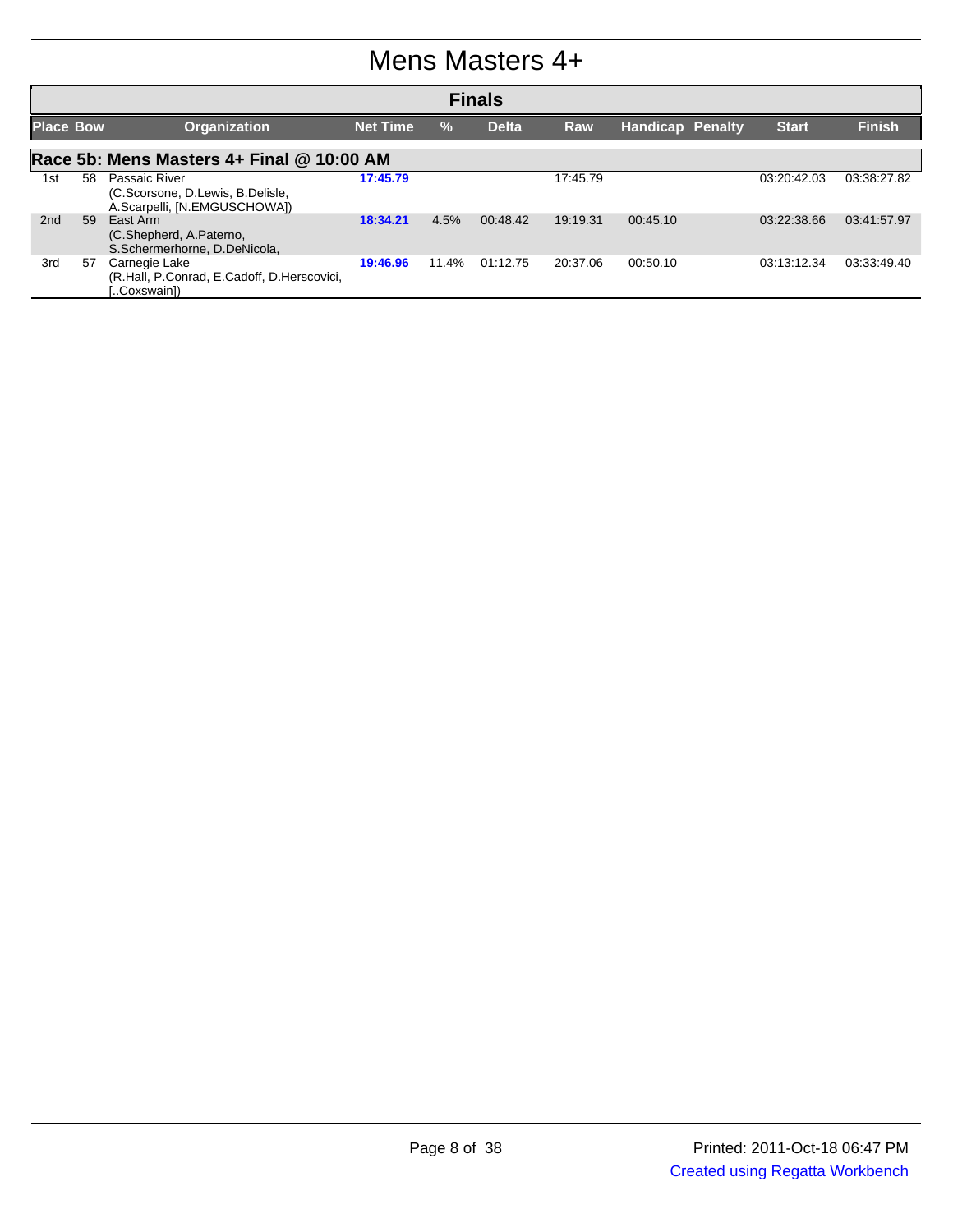# Mens Masters 4+

## Finals

| Place | Bow | Organization | Net Time | % | Delta | Raw | Handicap | Penalty | Start | Finish |
|---|---|---|---|---|---|---|---|---|---|---|
| **Race 5b: Mens Masters 4+ Final @ 10:00 AM** | | | | | | | | | | |
| 1st | 58 | Passaic River (C.Scorsone, D.Lewis, B.Delisle, A.Scarpelli, [N.EMGUSCHOWA]) | **17:45.79** | | | 17:45.79 | | | 03:20:42.03 | 03:38:27.82 |
| 2nd | 59 | East Arm (C.Shepherd, A.Paterno, S.Schermerhorne, D.DeNicola, | **18:34.21** | 4.5% | 00:48.42 | 19:19.31 | 00:45.10 | | 03:22:38.66 | 03:41:57.97 |
| 3rd | 57 | Carnegie Lake (R.Hall, P.Conrad, E.Cadoff, D.Herscovici, [..Coxswain]) | **19:46.96** | 11.4% | 01:12.75 | 20:37.06 | 00:50.10 | | 03:13:12.34 | 03:33:49.40 |

Printed: 2011-Oct-18 06:47 PM

Created using Regatta Workbench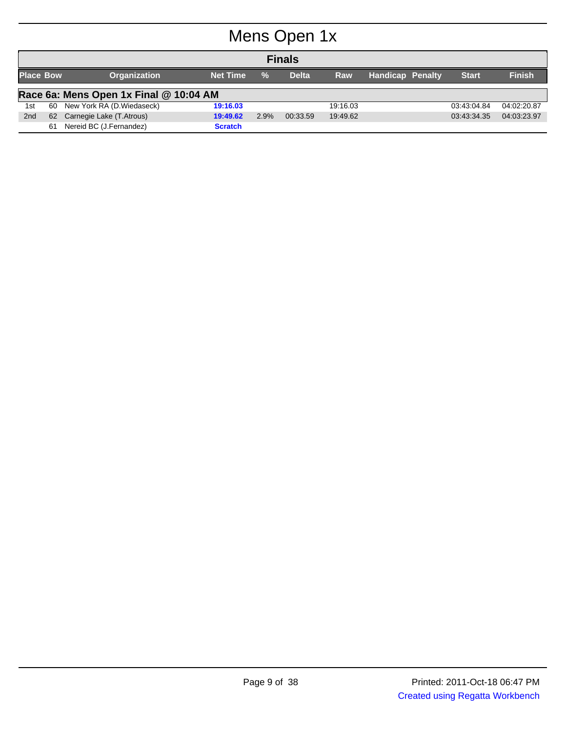# Mens Open 1x

## Finals

| Place | Bow | Organization | Net Time | % | Delta | Raw | Handicap | Penalty | Start | Finish |
|---|---|---|---|---|---|---|---|---|---|---|
| **Race 6a: Mens Open 1x Final @ 10:04 AM** | | | | | | | | | | |
| 1st | 60 | New York RA (D.Wiedaseck) | **19:16.03** | | | 19:16.03 | | | 03:43:04.84 | 04:02:20.87 |
| 2nd | 62 | Carnegie Lake (T.Atrous) | **19:49.62** | 2.9% | 00:33.59 | 19:49.62 | | | 03:43:34.35 | 04:03:23.97 |
| | 61 | Nereid BC (J.Fernandez) | **Scratch** | | | | | | | |

Printed: 2011-Oct-18 06:47 PM

Created using Regatta Workbench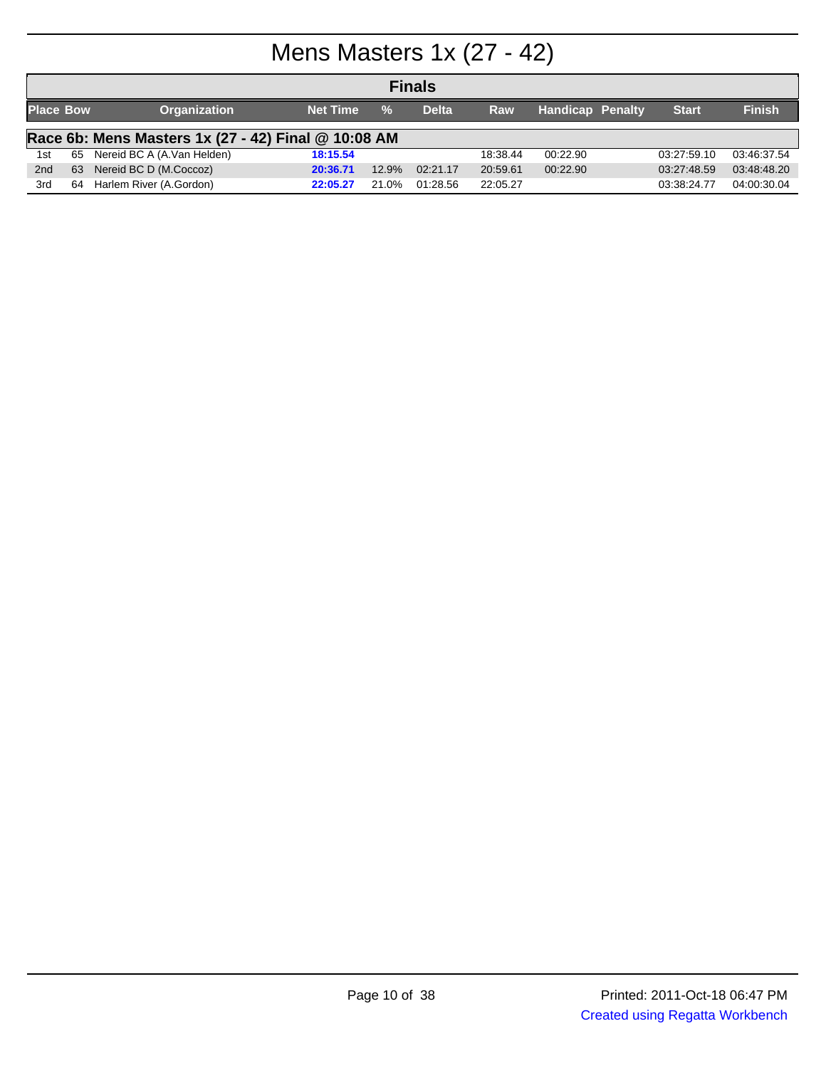# Mens Masters 1x (27 - 42)

## Finals

### Race 6b: Mens Masters 1x (27 - 42) Final @ 10:08 AM

| Place | Bow | Organization | Net Time | % | Delta | Raw | Handicap | Penalty | Start | Finish |
|---|---|---|---|---|---|---|---|---|---|---|
| 1st | 65 | Nereid BC A (A.Van Helden) | 18:15.54 | | | 18:38.44 | 00:22.90 | | 03:27:59.10 | 03:46:37.54 |
| 2nd | 63 | Nereid BC D (M.Coccoz) | 20:36.71 | 12.9% | 02:21.17 | 20:59.61 | 00:22.90 | | 03:27:48.59 | 03:48:48.20 |
| 3rd | 64 | Harlem River (A.Gordon) | 22:05.27 | 21.0% | 01:28.56 | 22:05.27 | | | 03:38:24.77 | 04:00:30.04 |

Printed: 2011-Oct-18 06:47 PM
Created using Regatta Workbench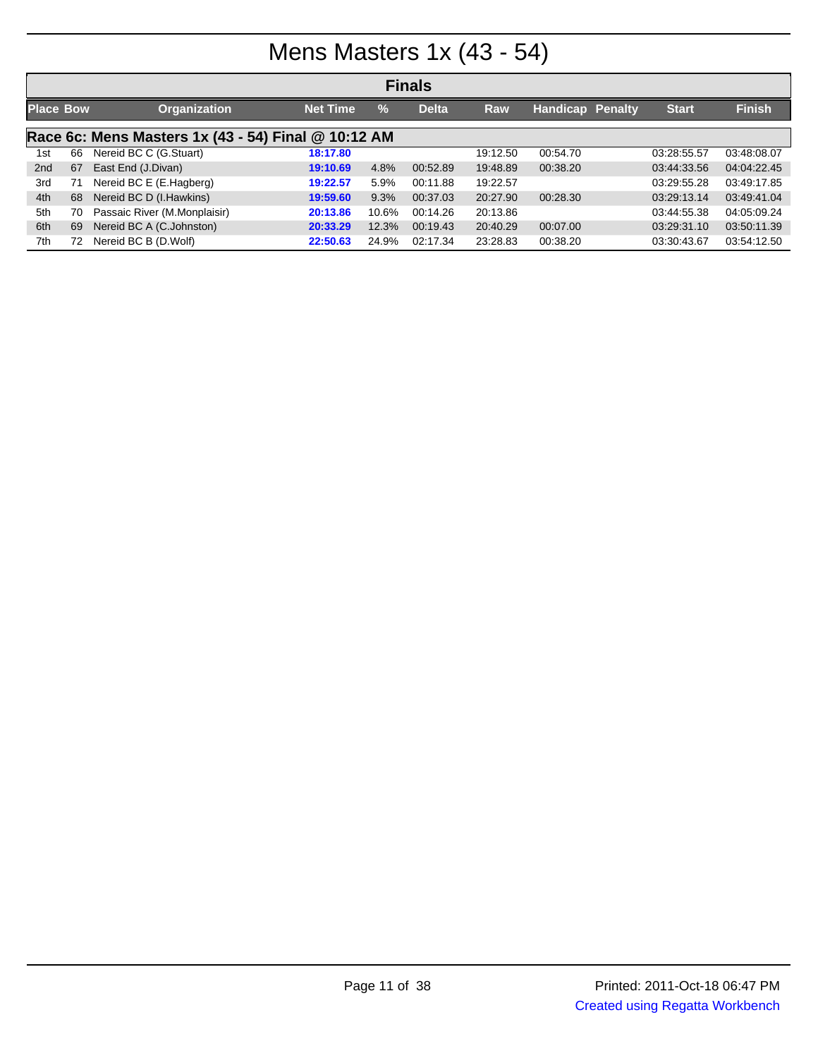# Mens Masters 1x (43 - 54)

## Finals

| Place | Bow | Organization | Net Time | % | Delta | Raw | Handicap | Penalty | Start | Finish |
|---|---|---|---|---|---|---|---|---|---|---|
| **Race 6c: Mens Masters 1x (43 - 54) Final @ 10:12 AM** | | | | | | | | | | |
| 1st | 66 | Nereid BC C (G.Stuart) | **18:17.80** | | | 19:12.50 | 00:54.70 | | 03:28:55.57 | 03:48:08.07 |
| 2nd | 67 | East End (J.Divan) | **19:10.69** | 4.8% | 00:52.89 | 19:48.89 | 00:38.20 | | 03:44:33.56 | 04:04:22.45 |
| 3rd | 71 | Nereid BC E (E.Hagberg) | **19:22.57** | 5.9% | 00:11.88 | 19:22.57 | | | 03:29:55.28 | 03:49:17.85 |
| 4th | 68 | Nereid BC D (I.Hawkins) | **19:59.60** | 9.3% | 00:37.03 | 20:27.90 | 00:28.30 | | 03:29:13.14 | 03:49:41.04 |
| 5th | 70 | Passaic River (M.Monplaisir) | **20:13.86** | 10.6% | 00:14.26 | 20:13.86 | | | 03:44:55.38 | 04:05:09.24 |
| 6th | 69 | Nereid BC A (C.Johnston) | **20:33.29** | 12.3% | 00:19.43 | 20:40.29 | 00:07.00 | | 03:29:31.10 | 03:50:11.39 |
| 7th | 72 | Nereid BC B (D.Wolf) | **22:50.63** | 24.9% | 02:17.34 | 23:28.83 | 00:38.20 | | 03:30:43.67 | 03:54:12.50 |

Printed: 2011-Oct-18 06:47 PM

Created using Regatta Workbench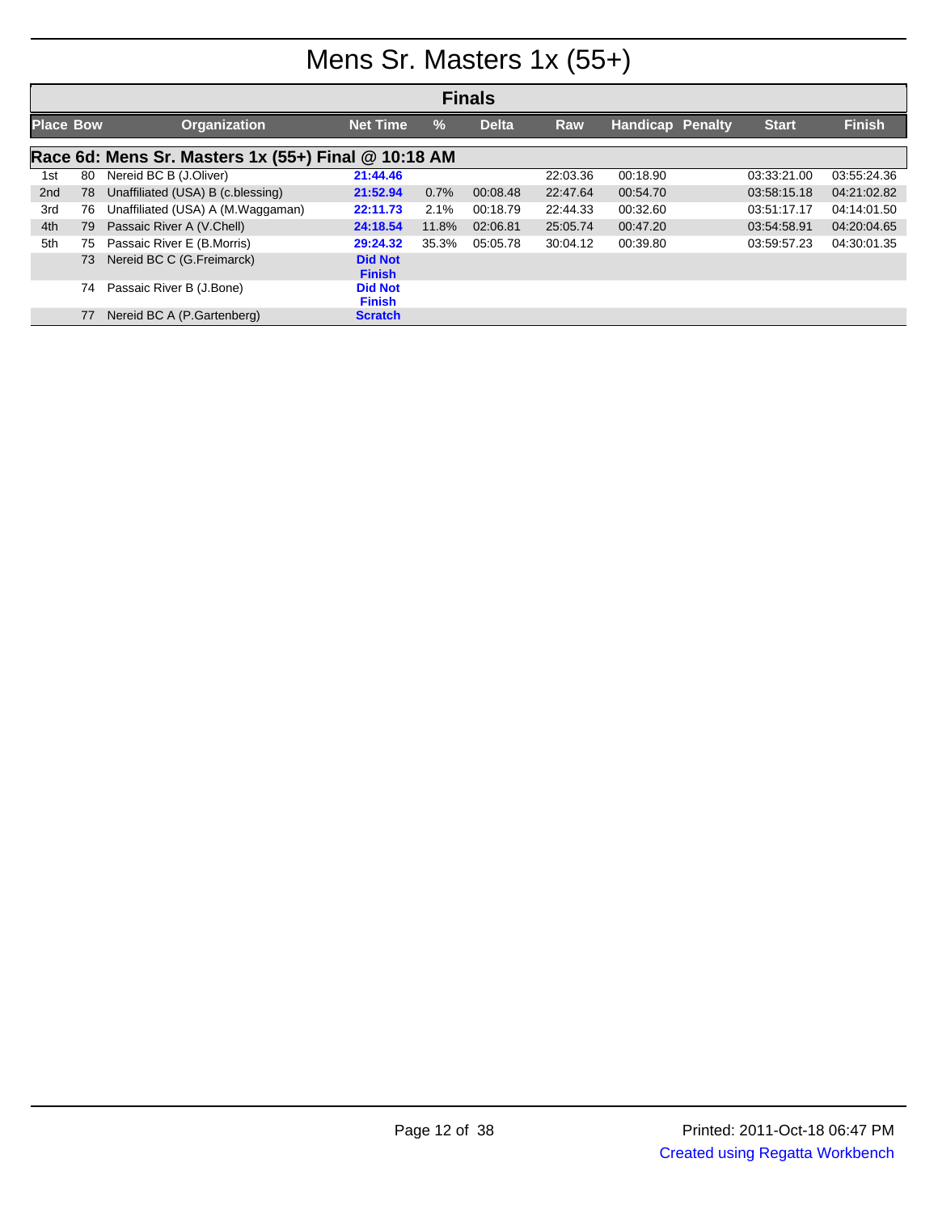# Mens Sr. Masters 1x (55+)

## Finals

| Place | Bow | Organization | Net Time | % | Delta | Raw | Handicap | Penalty | Start | Finish |
|---|---|---|---|---|---|---|---|---|---|---|
| **Race 6d: Mens Sr. Masters 1x (55+) Final @ 10:18 AM** | | | | | | | | | | |
| 1st | 80 | Nereid BC B (J.Oliver) | 21:44.46 | | | 22:03.36 | 00:18.90 | | 03:33:21.00 | 03:55:24.36 |
| 2nd | 78 | Unaffiliated (USA) B (c.blessing) | 21:52.94 | 0.7% | 00:08.48 | 22:47.64 | 00:54.70 | | 03:58:15.18 | 04:21:02.82 |
| 3rd | 76 | Unaffiliated (USA) A (M.Waggaman) | 22:11.73 | 2.1% | 00:18.79 | 22:44.33 | 00:32.60 | | 03:51:17.17 | 04:14:01.50 |
| 4th | 79 | Passaic River A (V.Chell) | 24:18.54 | 11.8% | 02:06.81 | 25:05.74 | 00:47.20 | | 03:54:58.91 | 04:20:04.65 |
| 5th | 75 | Passaic River E (B.Morris) | 29:24.32 | 35.3% | 05:05.78 | 30:04.12 | 00:39.80 | | 03:59:57.23 | 04:30:01.35 |
| | 73 | Nereid BC C (G.Freimarck) | Did Not Finish | | | | | | | |
| | 74 | Passaic River B (J.Bone) | Did Not Finish | | | | | | | |
| | 77 | Nereid BC A (P.Gartenberg) | Scratch | | | | | | | |

Printed: 2011-Oct-18 06:47 PM

Created using Regatta Workbench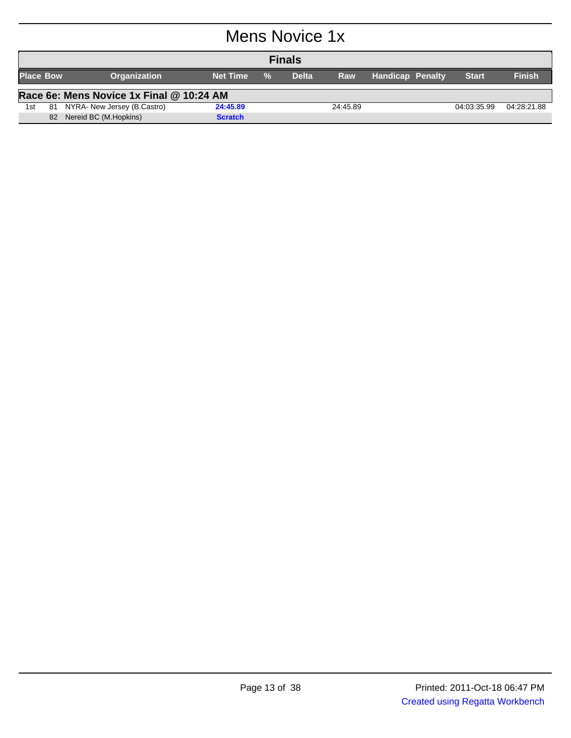# Mens Novice 1x

## Finals

| Place | Bow | Organization | Net Time | % | Delta | Raw | Handicap | Penalty | Start | Finish |
|---|---|---|---|---|---|---|---|---|---|---|
| **Race 6e: Mens Novice 1x Final @ 10:24 AM** | | | | | | | | | | |
| 1st | 81 | NYRA- New Jersey (B.Castro) | **24:45.89** | | | 24:45.89 | | | 04:03:35.99 | 04:28:21.88 |
| | 82 | Nereid BC (M.Hopkins) | **Scratch** | | | | | | | |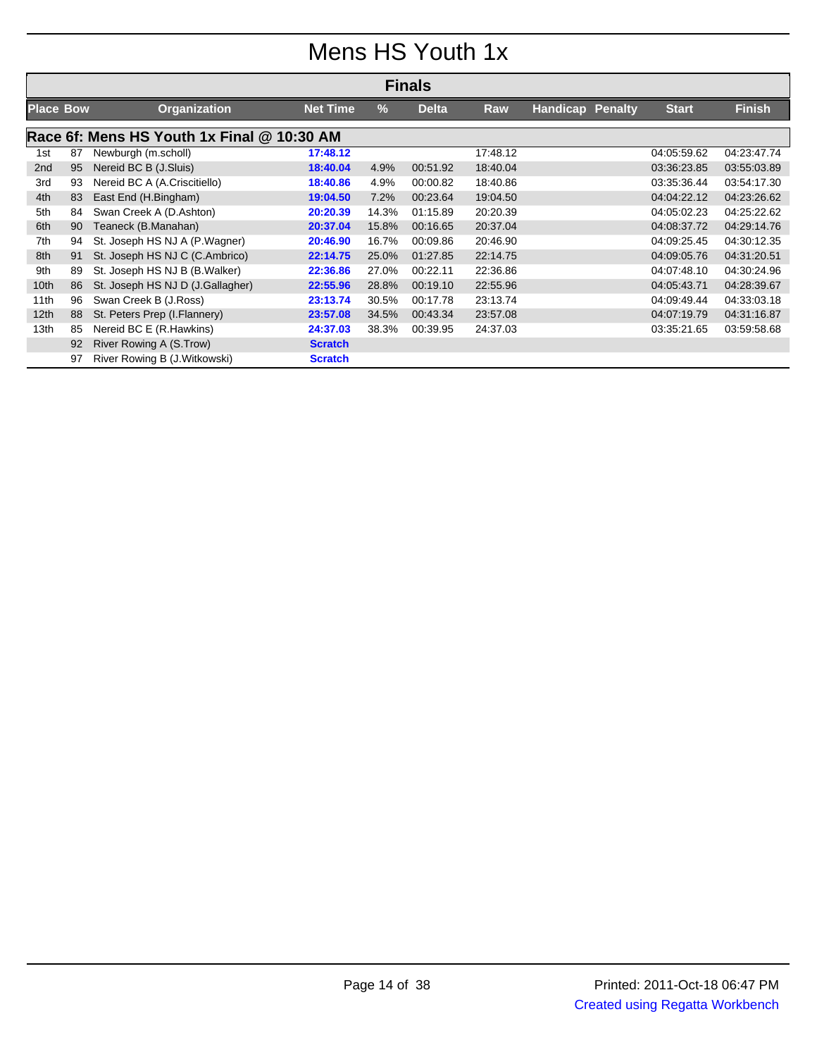# Mens HS Youth 1x

## Finals

### Race 6f: Mens HS Youth 1x Final @ 10:30 AM

| Place | Bow | Organization | Net Time | % | Delta | Raw | Handicap | Penalty | Start | Finish |
|---|---|---|---|---|---|---|---|---|---|---|
| 1st | 87 | Newburgh (m.scholl) | **17:48.12** | | | 17:48.12 | | | 04:05:59.62 | 04:23:47.74 |
| 2nd | 95 | Nereid BC B (J.Sluis) | **18:40.04** | 4.9% | 00:51.92 | 18:40.04 | | | 03:36:23.85 | 03:55:03.89 |
| 3rd | 93 | Nereid BC A (A.Criscitiello) | **18:40.86** | 4.9% | 00:00.82 | 18:40.86 | | | 03:35:36.44 | 03:54:17.30 |
| 4th | 83 | East End (H.Bingham) | **19:04.50** | 7.2% | 00:23.64 | 19:04.50 | | | 04:04:22.12 | 04:23:26.62 |
| 5th | 84 | Swan Creek A (D.Ashton) | **20:20.39** | 14.3% | 01:15.89 | 20:20.39 | | | 04:05:02.23 | 04:25:22.62 |
| 6th | 90 | Teaneck (B.Manahan) | **20:37.04** | 15.8% | 00:16.65 | 20:37.04 | | | 04:08:37.72 | 04:29:14.76 |
| 7th | 94 | St. Joseph HS NJ A (P.Wagner) | **20:46.90** | 16.7% | 00:09.86 | 20:46.90 | | | 04:09:25.45 | 04:30:12.35 |
| 8th | 91 | St. Joseph HS NJ C (C.Ambrico) | **22:14.75** | 25.0% | 01:27.85 | 22:14.75 | | | 04:09:05.76 | 04:31:20.51 |
| 9th | 89 | St. Joseph HS NJ B (B.Walker) | **22:36.86** | 27.0% | 00:22.11 | 22:36.86 | | | 04:07:48.10 | 04:30:24.96 |
| 10th | 86 | St. Joseph HS NJ D (J.Gallagher) | **22:55.96** | 28.8% | 00:19.10 | 22:55.96 | | | 04:05:43.71 | 04:28:39.67 |
| 11th | 96 | Swan Creek B (J.Ross) | **23:13.74** | 30.5% | 00:17.78 | 23:13.74 | | | 04:09:49.44 | 04:33:03.18 |
| 12th | 88 | St. Peters Prep (I.Flannery) | **23:57.08** | 34.5% | 00:43.34 | 23:57.08 | | | 04:07:19.79 | 04:31:16.87 |
| 13th | 85 | Nereid BC E (R.Hawkins) | **24:37.03** | 38.3% | 00:39.95 | 24:37.03 | | | 03:35:21.65 | 03:59:58.68 |
| | 92 | River Rowing A (S.Trow) | **Scratch** | | | | | | | |
| | 97 | River Rowing B (J.Witkowski) | **Scratch** | | | | | | | |

Printed: 2011-Oct-18 06:47 PM

Created using Regatta Workbench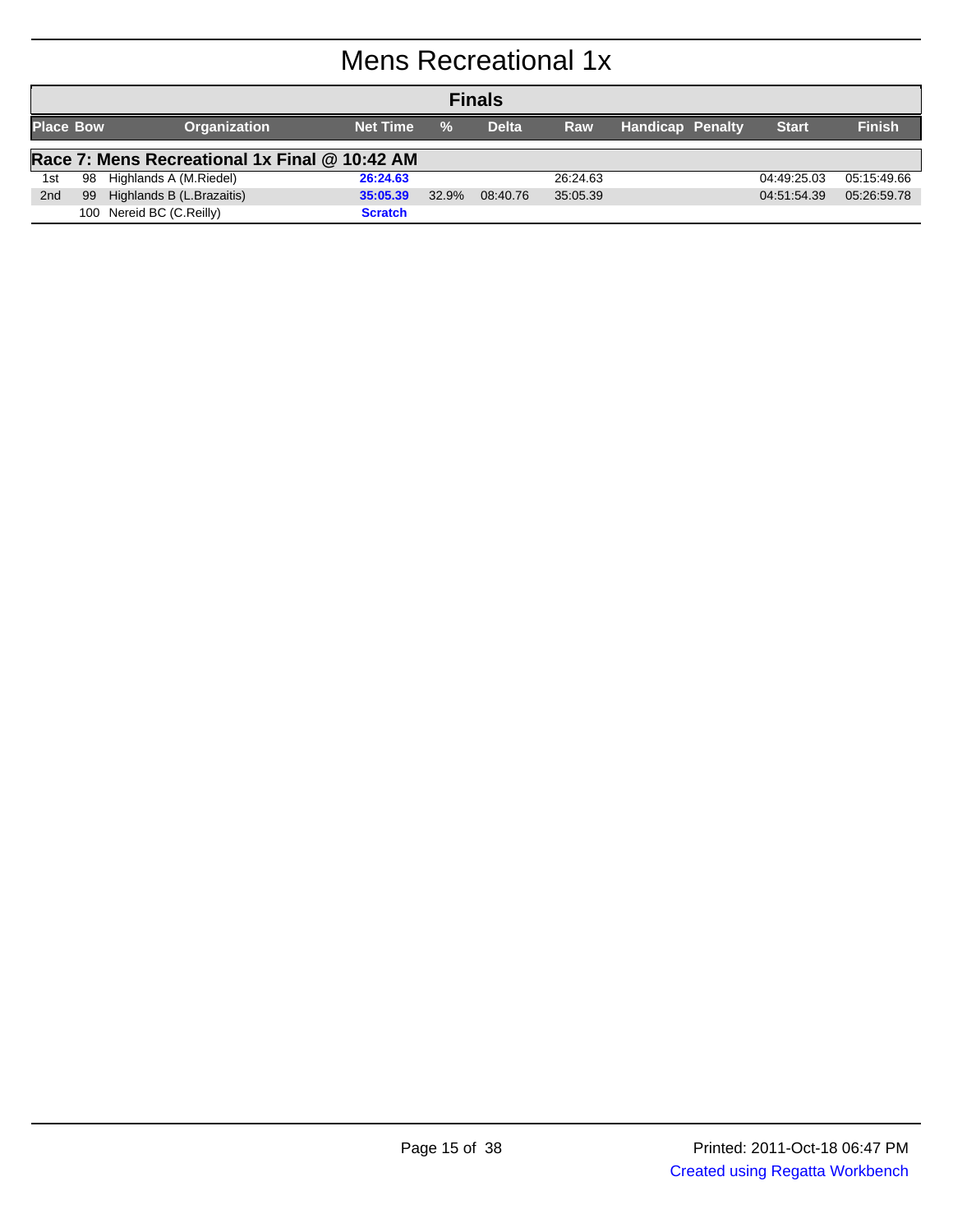# Mens Recreational 1x

## Finals

| Place | Bow | Organization | Net Time | % | Delta | Raw | Handicap | Penalty | Start | Finish |
|---|---|---|---|---|---|---|---|---|---|---|
| **Race 7: Mens Recreational 1x Final @ 10:42 AM** | | | | | | | | | | |
| 1st | 98 | Highlands A (M.Riedel) | **26:24.63** | | | 26:24.63 | | | 04:49:25.03 | 05:15:49.66 |
| 2nd | 99 | Highlands B (L.Brazaitis) | **35:05.39** | 32.9% | 08:40.76 | 35:05.39 | | | 04:51:54.39 | 05:26:59.78 |
| | 100 | Nereid BC (C.Reilly) | **Scratch** | | | | | | | |

Printed: 2011-Oct-18 06:47 PM

Created using Regatta Workbench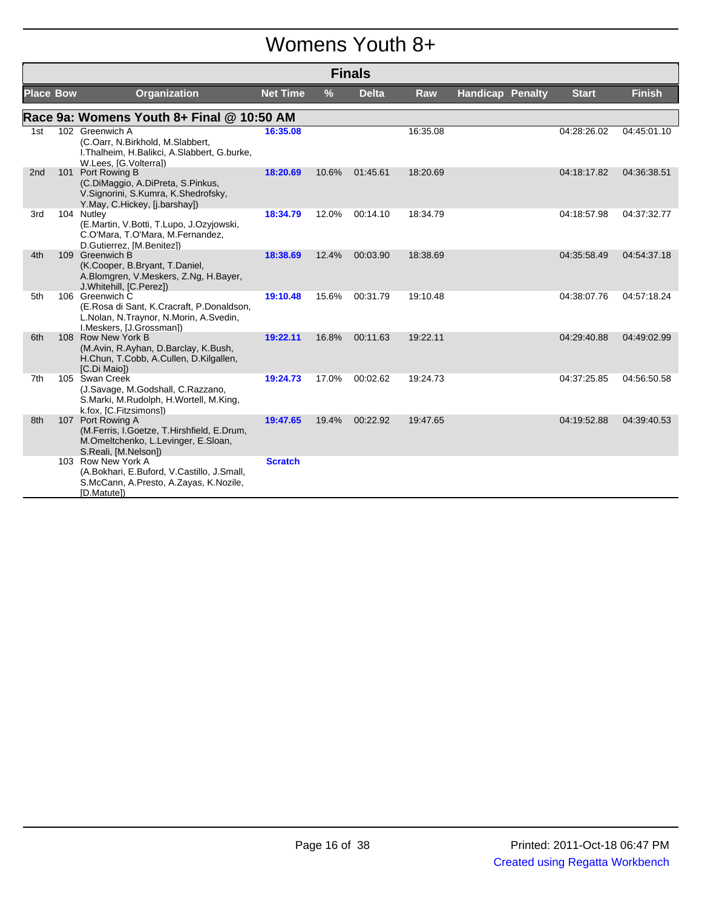# Womens Youth 8+

## Finals

| Place | Bow | Organization | Net Time | % | Delta | Raw | Handicap | Penalty | Start | Finish |
|---|---|---|---|---|---|---|---|---|---|---|
| **Race 9a: Womens Youth 8+ Final @ 10:50 AM** | | | | | | | | | | |
| 1st | 102 | Greenwich A (C.Oarr, N.Birkhold, M.Slabbert, I.Thalheim, H.Balikci, A.Slabbert, G.burke, W.Lees, [G.Volterra]) | 16:35.08 | | | 16:35.08 | | | 04:28:26.02 | 04:45:01.10 |
| 2nd | 101 | Port Rowing B (C.DiMaggio, A.DiPreta, S.Pinkus, V.Signorini, S.Kumra, K.Shedrofsky, Y.May, C.Hickey, [j.barshay]) | 18:20.69 | 10.6% | 01:45.61 | 18:20.69 | | | 04:18:17.82 | 04:36:38.51 |
| 3rd | 104 | Nutley (E.Martin, V.Botti, T.Lupo, J.Ozyjowski, C.O'Mara, T.O'Mara, M.Fernandez, D.Gutierrez, [M.Benitez]) | 18:34.79 | 12.0% | 00:14.10 | 18:34.79 | | | 04:18:57.98 | 04:37:32.77 |
| 4th | 109 | Greenwich B (K.Cooper, B.Bryant, T.Daniel, A.Blomgren, V.Meskers, Z.Ng, H.Bayer, J.Whitehill, [C.Perez]) | 18:38.69 | 12.4% | 00:03.90 | 18:38.69 | | | 04:35:58.49 | 04:54:37.18 |
| 5th | 106 | Greenwich C (E.Rosa di Sant, K.Cracraft, P.Donaldson, L.Nolan, N.Traynor, N.Morin, A.Svedin, I.Meskers, [J.Grossman]) | 19:10.48 | 15.6% | 00:31.79 | 19:10.48 | | | 04:38:07.76 | 04:57:18.24 |
| 6th | 108 | Row New York B (M.Avin, R.Ayhan, D.Barclay, K.Bush, H.Chun, T.Cobb, A.Cullen, D.Kilgallen, [C.Di Maio]) | 19:22.11 | 16.8% | 00:11.63 | 19:22.11 | | | 04:29:40.88 | 04:49:02.99 |
| 7th | 105 | Swan Creek (J.Savage, M.Godshall, C.Razzano, S.Marki, M.Rudolph, H.Wortell, M.King, k.fox, [C.Fitzsimons]) | 19:24.73 | 17.0% | 00:02.62 | 19:24.73 | | | 04:37:25.85 | 04:56:50.58 |
| 8th | 107 | Port Rowing A (M.Ferris, I.Goetze, T.Hirshfield, E.Drum, M.Omeltchenko, L.Levinger, E.Sloan, S.Reali, [M.Nelson]) | 19:47.65 | 19.4% | 00:22.92 | 19:47.65 | | | 04:19:52.88 | 04:39:40.53 |
| | 103 | Row New York A (A.Bokhari, E.Buford, V.Castillo, J.Small, S.McCann, A.Presto, A.Zayas, K.Nozile, [D.Matute]) | Scratch | | | | | | | |

Printed: 2011-Oct-18 06:47 PM

Created using Regatta Workbench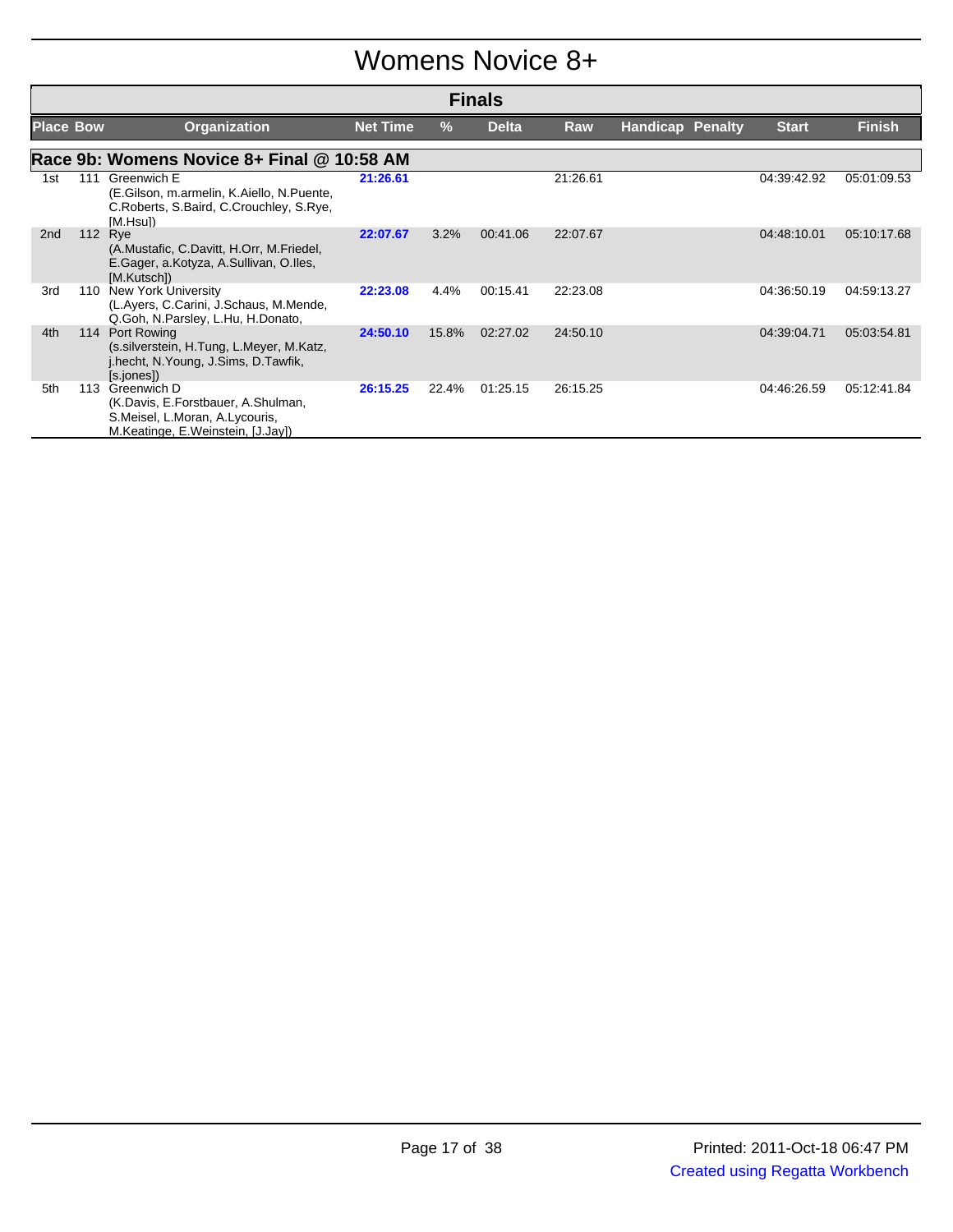# Womens Novice 8+

## Finals

### Race 9b: Womens Novice 8+ Final @ 10:58 AM

| Place | Bow | Organization | Net Time | % | Delta | Raw | Handicap | Penalty | Start | Finish |
|---|---|---|---|---|---|---|---|---|---|---|
| 1st | 111 | Greenwich E (E.Gilson, m.armelin, K.Aiello, N.Puente, C.Roberts, S.Baird, C.Crouchley, S.Rye, [M.Hsu]) | 21:26.61 | | | 21:26.61 | | | 04:39:42.92 | 05:01:09.53 |
| 2nd | 112 | Rye (A.Mustafic, C.Davitt, H.Orr, M.Friedel, E.Gager, a.Kotyza, A.Sullivan, O.Iles, [M.Kutsch]) | 22:07.67 | 3.2% | 00:41.06 | 22:07.67 | | | 04:48:10.01 | 05:10:17.68 |
| 3rd | 110 | New York University (L.Ayers, C.Carini, J.Schaus, M.Mende, Q.Goh, N.Parsley, L.Hu, H.Donato, | 22:23.08 | 4.4% | 00:15.41 | 22:23.08 | | | 04:36:50.19 | 04:59:13.27 |
| 4th | 114 | Port Rowing (s.silverstein, H.Tung, L.Meyer, M.Katz, j.hecht, N.Young, J.Sims, D.Tawfik, [s.jones]) | 24:50.10 | 15.8% | 02:27.02 | 24:50.10 | | | 04:39:04.71 | 05:03:54.81 |
| 5th | 113 | Greenwich D (K.Davis, E.Forstbauer, A.Shulman, S.Meisel, L.Moran, A.Lycouris, M.Keatinge, E.Weinstein, [J.Jay]) | 26:15.25 | 22.4% | 01:25.15 | 26:15.25 | | | 04:46:26.59 | 05:12:41.84 |

Printed: 2011-Oct-18 06:47 PM

Created using Regatta Workbench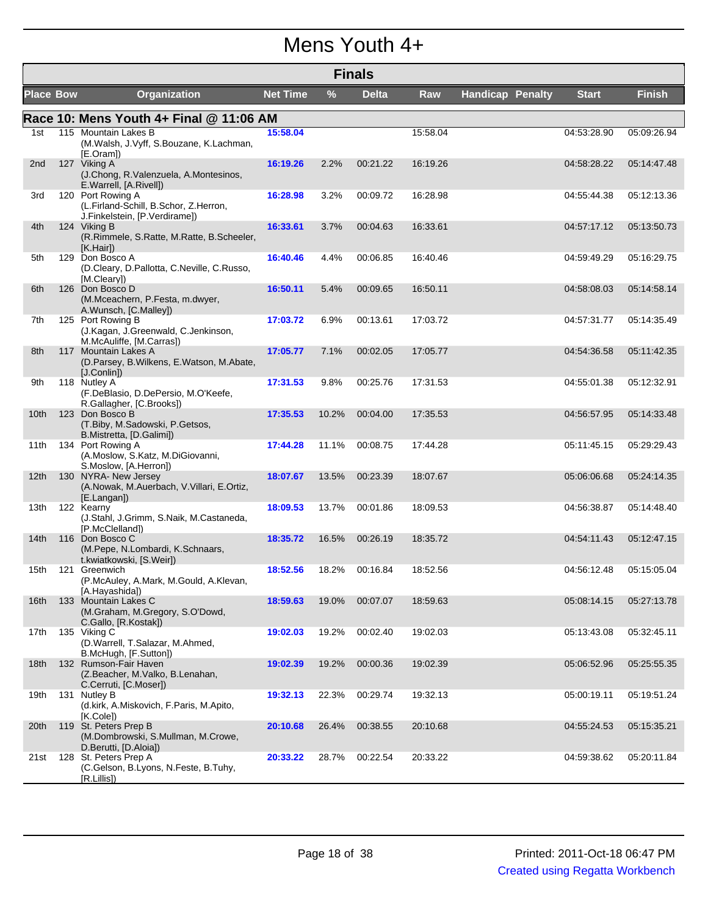# Mens Youth 4+

## Finals

| Place | Bow | Organization | Net Time | % | Delta | Raw | Handicap | Penalty | Start | Finish |
|---|---|---|---|---|---|---|---|---|---|---|
| **Race 10: Mens Youth 4+ Final @ 11:06 AM** | | | | | | | | | | |
| 1st | 115 | Mountain Lakes B (M.Walsh, J.Vyff, S.Bouzane, K.Lachman, [E.Oram]) | 15:58.04 | | | 15:58.04 | | | 04:53:28.90 | 05:09:26.94 |
| 2nd | 127 | Viking A (J.Chong, R.Valenzuela, A.Montesinos, E.Warrell, [A.Rivell]) | 16:19.26 | 2.2% | 00:21.22 | 16:19.26 | | | 04:58:28.22 | 05:14:47.48 |
| 3rd | 120 | Port Rowing A (L.Firland-Schill, B.Schor, Z.Herron, J.Finkelstein, [P.Verdirame]) | 16:28.98 | 3.2% | 00:09.72 | 16:28.98 | | | 04:55:44.38 | 05:12:13.36 |
| 4th | 124 | Viking B (R.Rimmele, S.Ratte, M.Ratte, B.Scheeler, [K.Hair]) | 16:33.61 | 3.7% | 00:04.63 | 16:33.61 | | | 04:57:17.12 | 05:13:50.73 |
| 5th | 129 | Don Bosco A (D.Cleary, D.Pallotta, C.Neville, C.Russo, [M.Cleary]) | 16:40.46 | 4.4% | 00:06.85 | 16:40.46 | | | 04:59:49.29 | 05:16:29.75 |
| 6th | 126 | Don Bosco D (M.Mceachern, P.Festa, m.dwyer, A.Wunsch, [C.Malley]) | 16:50.11 | 5.4% | 00:09.65 | 16:50.11 | | | 04:58:08.03 | 05:14:58.14 |
| 7th | 125 | Port Rowing B (J.Kagan, J.Greenwald, C.Jenkinson, M.McAuliffe, [M.Carras]) | 17:03.72 | 6.9% | 00:13.61 | 17:03.72 | | | 04:57:31.77 | 05:14:35.49 |
| 8th | 117 | Mountain Lakes A (D.Parsey, B.Wilkens, E.Watson, M.Abate, [J.Conlin]) | 17:05.77 | 7.1% | 00:02.05 | 17:05.77 | | | 04:54:36.58 | 05:11:42.35 |
| 9th | 118 | Nutley A (F.DeBlasio, D.DePersio, M.O'Keefe, R.Gallagher, [C.Brooks]) | 17:31.53 | 9.8% | 00:25.76 | 17:31.53 | | | 04:55:01.38 | 05:12:32.91 |
| 10th | 123 | Don Bosco B (T.Biby, M.Sadowski, P.Getsos, B.Mistretta, [D.Galimi]) | 17:35.53 | 10.2% | 00:04.00 | 17:35.53 | | | 04:56:57.95 | 05:14:33.48 |
| 11th | 134 | Port Rowing A (A.Moslow, S.Katz, M.DiGiovanni, S.Moslow, [A.Herron]) | 17:44.28 | 11.1% | 00:08.75 | 17:44.28 | | | 05:11:45.15 | 05:29:29.43 |
| 12th | 130 | NYRA- New Jersey (A.Nowak, M.Auerbach, V.Villari, E.Ortiz, [E.Langan]) | 18:07.67 | 13.5% | 00:23.39 | 18:07.67 | | | 05:06:06.68 | 05:24:14.35 |
| 13th | 122 | Kearny (J.Stahl, J.Grimm, S.Naik, M.Castaneda, [P.McClelland]) | 18:09.53 | 13.7% | 00:01.86 | 18:09.53 | | | 04:56:38.87 | 05:14:48.40 |
| 14th | 116 | Don Bosco C (M.Pepe, N.Lombardi, K.Schnaars, t.kwiatkowski, [S.Weir]) | 18:35.72 | 16.5% | 00:26.19 | 18:35.72 | | | 04:54:11.43 | 05:12:47.15 |
| 15th | 121 | Greenwich (P.McAuley, A.Mark, M.Gould, A.Klevan, [A.Hayashida]) | 18:52.56 | 18.2% | 00:16.84 | 18:52.56 | | | 04:56:12.48 | 05:15:05.04 |
| 16th | 133 | Mountain Lakes C (M.Graham, M.Gregory, S.O'Dowd, C.Gallo, [R.Kostak]) | 18:59.63 | 19.0% | 00:07.07 | 18:59.63 | | | 05:08:14.15 | 05:27:13.78 |
| 17th | 135 | Viking C (D.Warrell, T.Salazar, M.Ahmed, B.McHugh, [F.Sutton]) | 19:02.03 | 19.2% | 00:02.40 | 19:02.03 | | | 05:13:43.08 | 05:32:45.11 |
| 18th | 132 | Rumson-Fair Haven (Z.Beacher, M.Valko, B.Lenahan, C.Cerruti, [C.Moser]) | 19:02.39 | 19.2% | 00:00.36 | 19:02.39 | | | 05:06:52.96 | 05:25:55.35 |
| 19th | 131 | Nutley B (d.kirk, A.Miskovich, F.Paris, M.Apito, [K.Cole]) | 19:32.13 | 22.3% | 00:29.74 | 19:32.13 | | | 05:00:19.11 | 05:19:51.24 |
| 20th | 119 | St. Peters Prep B (M.Dombrowski, S.Mullman, M.Crowe, D.Berutti, [D.Aloia]) | 20:10.68 | 26.4% | 00:38.55 | 20:10.68 | | | 04:55:24.53 | 05:15:35.21 |
| 21st | 128 | St. Peters Prep A (C.Gelson, B.Lyons, N.Feste, B.Tuhy, [R.Lillis]) | 20:33.22 | 28.7% | 00:22.54 | 20:33.22 | | | 04:59:38.62 | 05:20:11.84 |

Printed: 2011-Oct-18 06:47 PM

Created using Regatta Workbench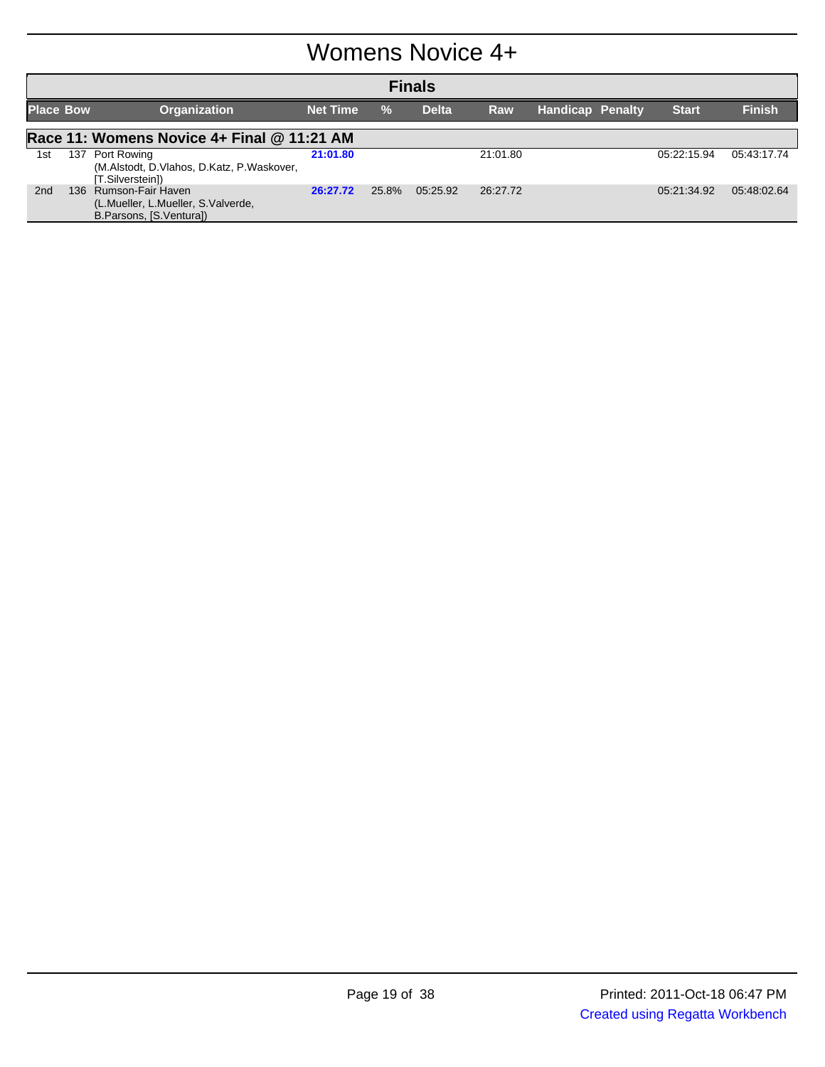# Womens Novice 4+

## Finals

### Race 11: Womens Novice 4+ Final @ 11:21 AM

| Place | Bow | Organization | Net Time | % | Delta | Raw | Handicap | Penalty | Start | Finish |
|---|---|---|---|---|---|---|---|---|---|---|
| 1st | 137 | Port Rowing (M.Alstodt, D.Vlahos, D.Katz, P.Waskover, [T.Silverstein]) | 21:01.80 | | | 21:01.80 | | | 05:22:15.94 | 05:43:17.74 |
| 2nd | 136 | Rumson-Fair Haven (L.Mueller, L.Mueller, S.Valverde, B.Parsons, [S.Ventura]) | 26:27.72 | 25.8% | 05:25.92 | 26:27.72 | | | 05:21:34.92 | 05:48:02.64 |

Printed: 2011-Oct-18 06:47 PM

Created using Regatta Workbench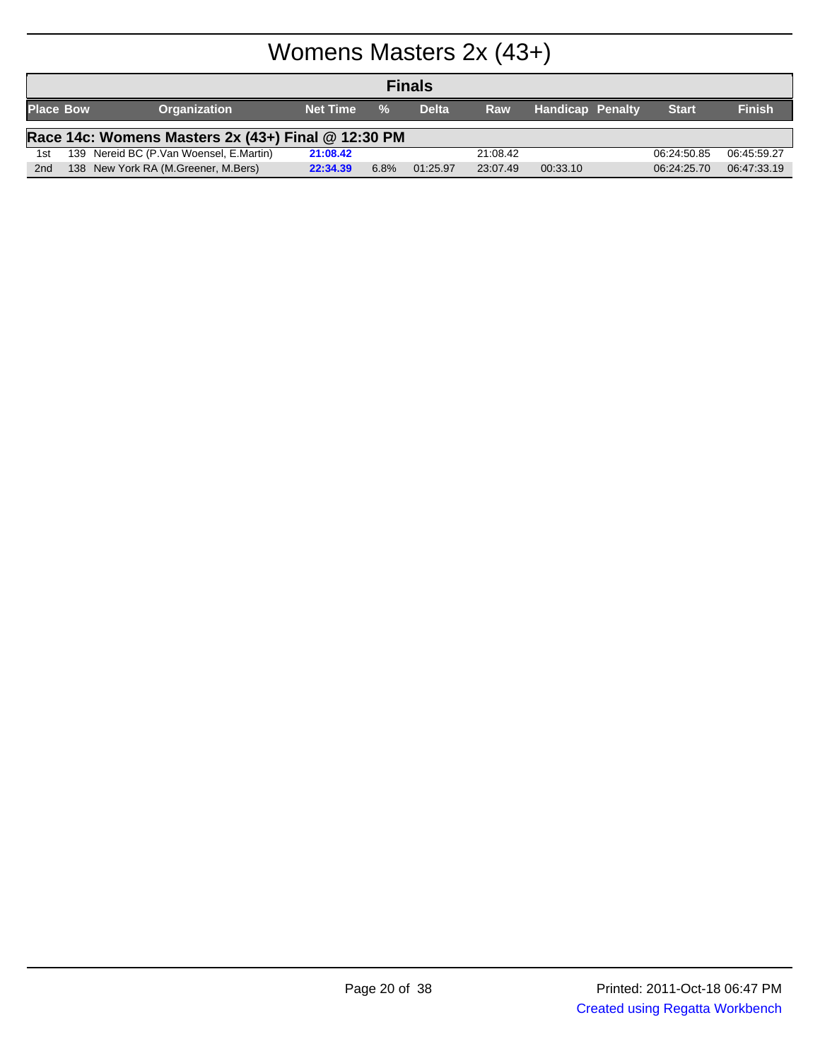# Womens Masters 2x (43+)

## Finals

| Place | Bow | Organization | Net Time | % | Delta | Raw | Handicap | Penalty | Start | Finish |
|---|---|---|---|---|---|---|---|---|---|---|
| **Race 14c: Womens Masters 2x (43+) Final @ 12:30 PM** | | | | | | | | | | |
| 1st | 139 | Nereid BC (P.Van Woensel, E.Martin) | **21:08.42** | | | 21:08.42 | | | 06:24:50.85 | 06:45:59.27 |
| 2nd | 138 | New York RA (M.Greener, M.Bers) | **22:34.39** | 6.8% | 01:25.97 | 23:07.49 | 00:33.10 | | 06:24:25.70 | 06:47:33.19 |

Printed: 2011-Oct-18 06:47 PM

Created using Regatta Workbench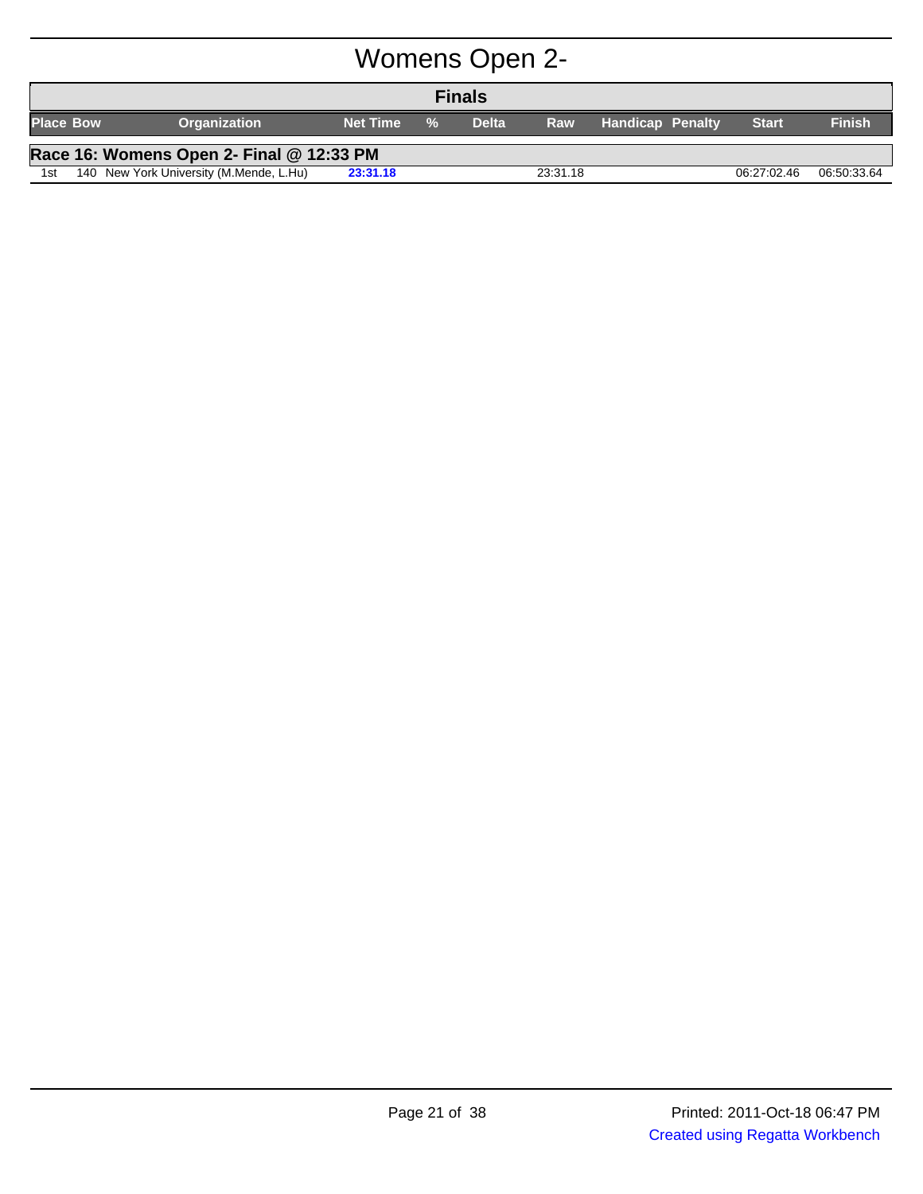# Womens Open 2-

## Finals

| Place | Bow | Organization | Net Time | % | Delta | Raw | Handicap | Penalty | Start | Finish |
|---|---|---|---|---|---|---|---|---|---|---|
| **Race 16: Womens Open 2- Final @ 12:33 PM** | | | | | | | | | | |
| 1st | 140 | New York University (M.Mende, L.Hu) | **23:31.18** | | | 23:31.18 | | | 06:27:02.46 | 06:50:33.64 |

Printed: 2011-Oct-18 06:47 PM

Created using Regatta Workbench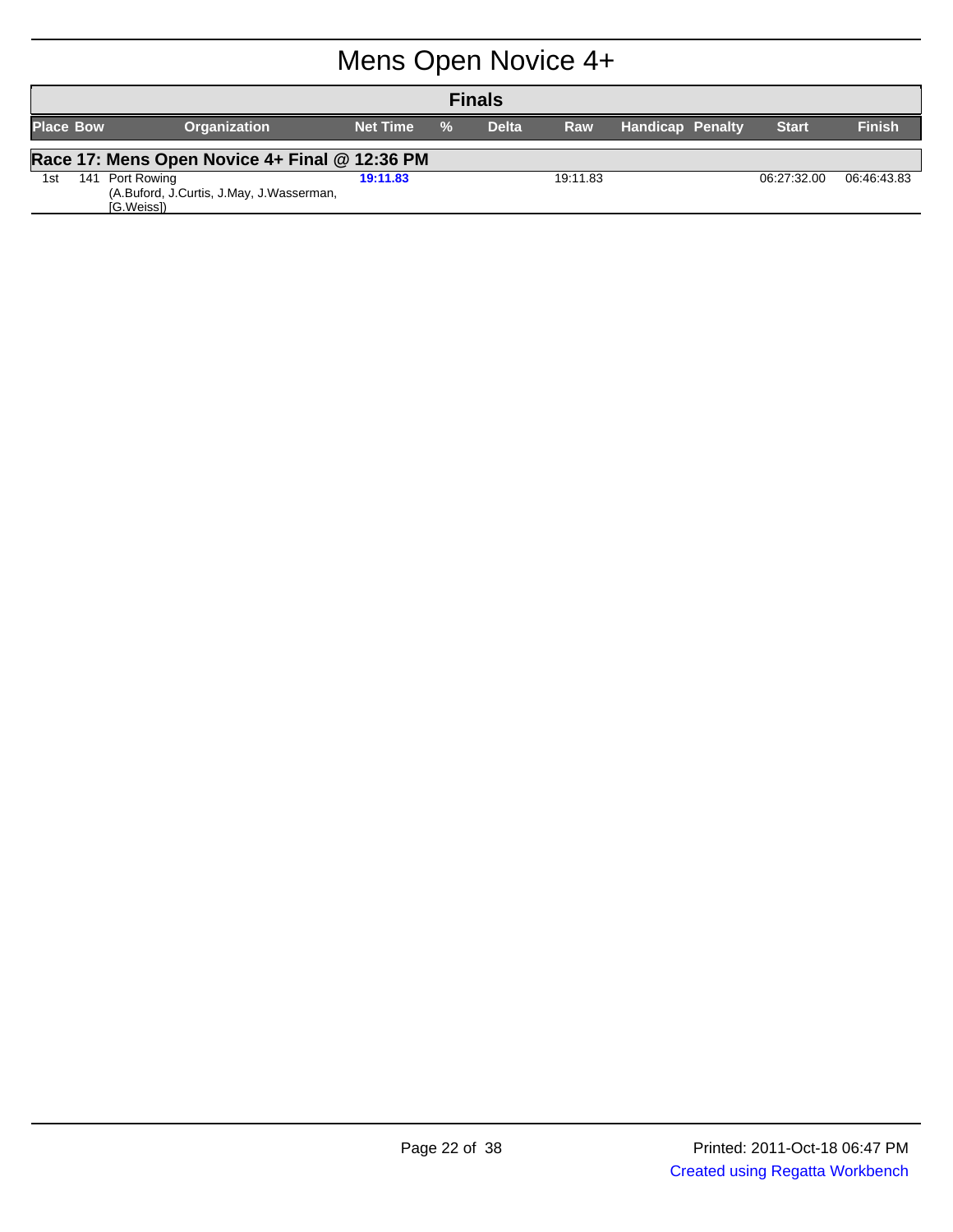# Mens Open Novice 4+

## Finals

| Place | Bow | Organization | Net Time | % | Delta | Raw | Handicap | Penalty | Start | Finish |
|---|---|---|---|---|---|---|---|---|---|---|
| **Race 17: Mens Open Novice 4+ Final @ 12:36 PM** | | | | | | | | | | |
| 1st | 141 | Port Rowing (A.Buford, J.Curtis, J.May, J.Wasserman, [G.Weiss]) | **19:11.83** | | | 19:11.83 | | | 06:27:32.00 | 06:46:43.83 |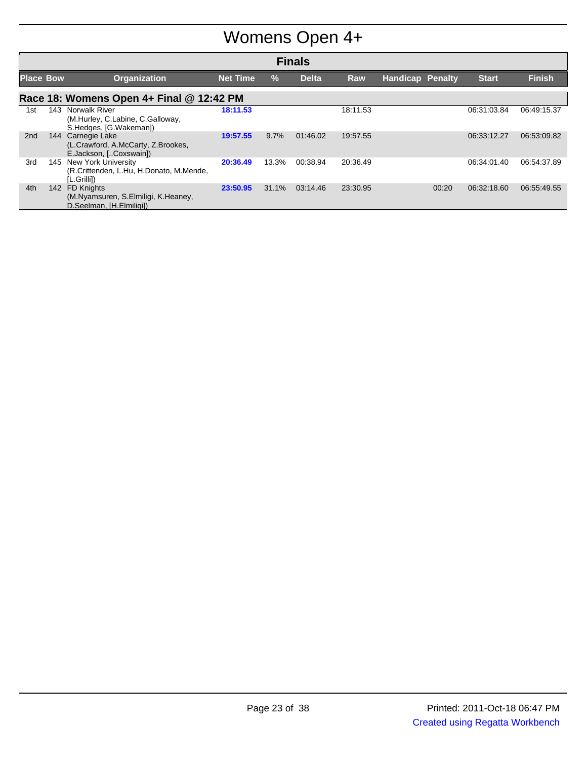# Womens Open 4+

## Finals

| Place | Bow | Organization | Net Time | % | Delta | Raw | Handicap | Penalty | Start | Finish |
|---|---|---|---|---|---|---|---|---|---|---|
| **Race 18: Womens Open 4+ Final @ 12:42 PM** | | | | | | | | | | |
| 1st | 143 | Norwalk River (M.Hurley, C.Labine, C.Galloway, S.Hedges, [G.Wakeman]) | 18:11.53 | | | 18:11.53 | | | 06:31:03.84 | 06:49:15.37 |
| 2nd | 144 | Carnegie Lake (L.Crawford, A.McCarty, Z.Brookes, E.Jackson, [..Coxswain]) | 19:57.55 | 9.7% | 01:46.02 | 19:57.55 | | | 06:33:12.27 | 06:53:09.82 |
| 3rd | 145 | New York University (R.Crittenden, L.Hu, H.Donato, M.Mende, [L.Grilli]) | 20:36.49 | 13.3% | 00:38.94 | 20:36.49 | | | 06:34:01.40 | 06:54:37.89 |
| 4th | 142 | FD Knights (M.Nyamsuren, S.Elmiligi, K.Heaney, D.Seelman, [H.Elmiligi]) | 23:50.95 | 31.1% | 03:14.46 | 23:30.95 | | 00:20 | 06:32:18.60 | 06:55:49.55 |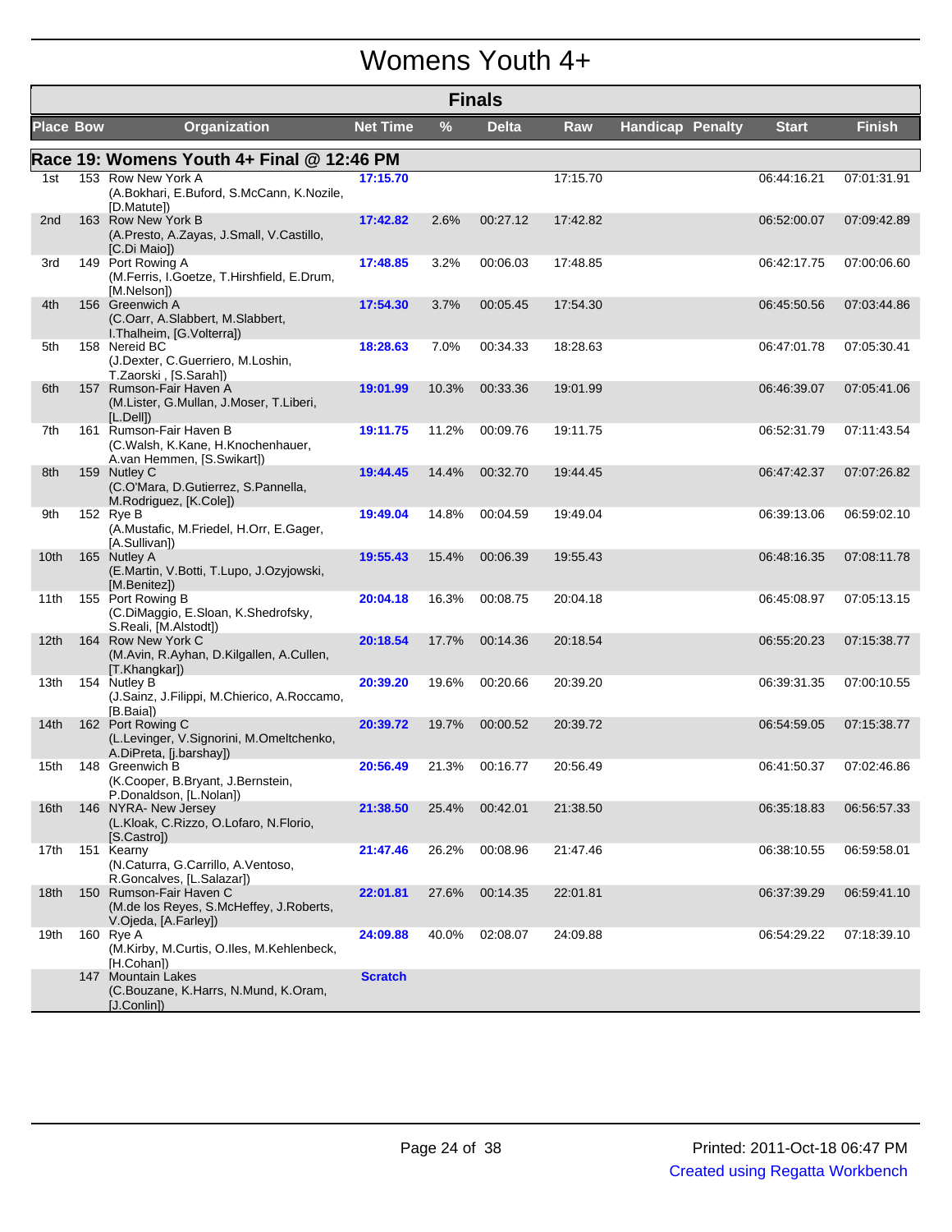# Womens Youth 4+

## Finals

| Place | Bow | Organization | Net Time | % | Delta | Raw | Handicap | Penalty | Start | Finish |
|---|---|---|---|---|---|---|---|---|---|---|
| **Race 19: Womens Youth 4+ Final @ 12:46 PM** | | | | | | | | | | |
| 1st | 153 | Row New York A (A.Bokhari, E.Buford, S.McCann, K.Nozile, [D.Matute]) | **17:15.70** | | | 17:15.70 | | | 06:44:16.21 | 07:01:31.91 |
| 2nd | 163 | Row New York B (A.Presto, A.Zayas, J.Small, V.Castillo, [C.Di Maio]) | **17:42.82** | 2.6% | 00:27.12 | 17:42.82 | | | 06:52:00.07 | 07:09:42.89 |
| 3rd | 149 | Port Rowing A (M.Ferris, I.Goetze, T.Hirshfield, E.Drum, [M.Nelson]) | **17:48.85** | 3.2% | 00:06.03 | 17:48.85 | | | 06:42:17.75 | 07:00:06.60 |
| 4th | 156 | Greenwich A (C.Oarr, A.Slabbert, M.Slabbert, I.Thalheim, [G.Volterra]) | **17:54.30** | 3.7% | 00:05.45 | 17:54.30 | | | 06:45:50.56 | 07:03:44.86 |
| 5th | 158 | Nereid BC (J.Dexter, C.Guerriero, M.Loshin, T.Zaorski , [S.Sarah]) | **18:28.63** | 7.0% | 00:34.33 | 18:28.63 | | | 06:47:01.78 | 07:05:30.41 |
| 6th | 157 | Rumson-Fair Haven A (M.Lister, G.Mullan, J.Moser, T.Liberi, [L.Dell]) | **19:01.99** | 10.3% | 00:33.36 | 19:01.99 | | | 06:46:39.07 | 07:05:41.06 |
| 7th | 161 | Rumson-Fair Haven B (C.Walsh, K.Kane, H.Knochenhauer, A.van Hemmen, [S.Swikart]) | **19:11.75** | 11.2% | 00:09.76 | 19:11.75 | | | 06:52:31.79 | 07:11:43.54 |
| 8th | 159 | Nutley C (C.O'Mara, D.Gutierrez, S.Pannella, M.Rodriguez, [K.Cole]) | **19:44.45** | 14.4% | 00:32.70 | 19:44.45 | | | 06:47:42.37 | 07:07:26.82 |
| 9th | 152 | Rye B (A.Mustafic, M.Friedel, H.Orr, E.Gager, [A.Sullivan]) | **19:49.04** | 14.8% | 00:04.59 | 19:49.04 | | | 06:39:13.06 | 06:59:02.10 |
| 10th | 165 | Nutley A (E.Martin, V.Botti, T.Lupo, J.Ozyjowski, [M.Benitez]) | **19:55.43** | 15.4% | 00:06.39 | 19:55.43 | | | 06:48:16.35 | 07:08:11.78 |
| 11th | 155 | Port Rowing B (C.DiMaggio, E.Sloan, K.Shedrofsky, S.Reali, [M.Alstodt]) | **20:04.18** | 16.3% | 00:08.75 | 20:04.18 | | | 06:45:08.97 | 07:05:13.15 |
| 12th | 164 | Row New York C (M.Avin, R.Ayhan, D.Kilgallen, A.Cullen, [T.Khangkar]) | **20:18.54** | 17.7% | 00:14.36 | 20:18.54 | | | 06:55:20.23 | 07:15:38.77 |
| 13th | 154 | Nutley B (J.Sainz, J.Filippi, M.Chierico, A.Roccamo, [B.Baia]) | **20:39.20** | 19.6% | 00:20.66 | 20:39.20 | | | 06:39:31.35 | 07:00:10.55 |
| 14th | 162 | Port Rowing C (L.Levinger, V.Signorini, M.Omeltchenko, A.DiPreta, [j.barshay]) | **20:39.72** | 19.7% | 00:00.52 | 20:39.72 | | | 06:54:59.05 | 07:15:38.77 |
| 15th | 148 | Greenwich B (K.Cooper, B.Bryant, J.Bernstein, P.Donaldson, [L.Nolan]) | **20:56.49** | 21.3% | 00:16.77 | 20:56.49 | | | 06:41:50.37 | 07:02:46.86 |
| 16th | 146 | NYRA- New Jersey (L.Kloak, C.Rizzo, O.Lofaro, N.Florio, [S.Castro]) | **21:38.50** | 25.4% | 00:42.01 | 21:38.50 | | | 06:35:18.83 | 06:56:57.33 |
| 17th | 151 | Kearny (N.Caturra, G.Carrillo, A.Ventoso, R.Goncalves, [L.Salazar]) | **21:47.46** | 26.2% | 00:08.96 | 21:47.46 | | | 06:38:10.55 | 06:59:58.01 |
| 18th | 150 | Rumson-Fair Haven C (M.de los Reyes, S.McHeffey, J.Roberts, V.Ojeda, [A.Farley]) | **22:01.81** | 27.6% | 00:14.35 | 22:01.81 | | | 06:37:39.29 | 06:59:41.10 |
| 19th | 160 | Rye A (M.Kirby, M.Curtis, O.Iles, M.Kehlenbeck, [H.Cohan]) | **24:09.88** | 40.0% | 02:08.07 | 24:09.88 | | | 06:54:29.22 | 07:18:39.10 |
| | 147 | Mountain Lakes (C.Bouzane, K.Harrs, N.Mund, K.Oram, [J.Conlin]) | **Scratch** | | | | | | | |

Printed: 2011-Oct-18 06:47 PM

Created using Regatta Workbench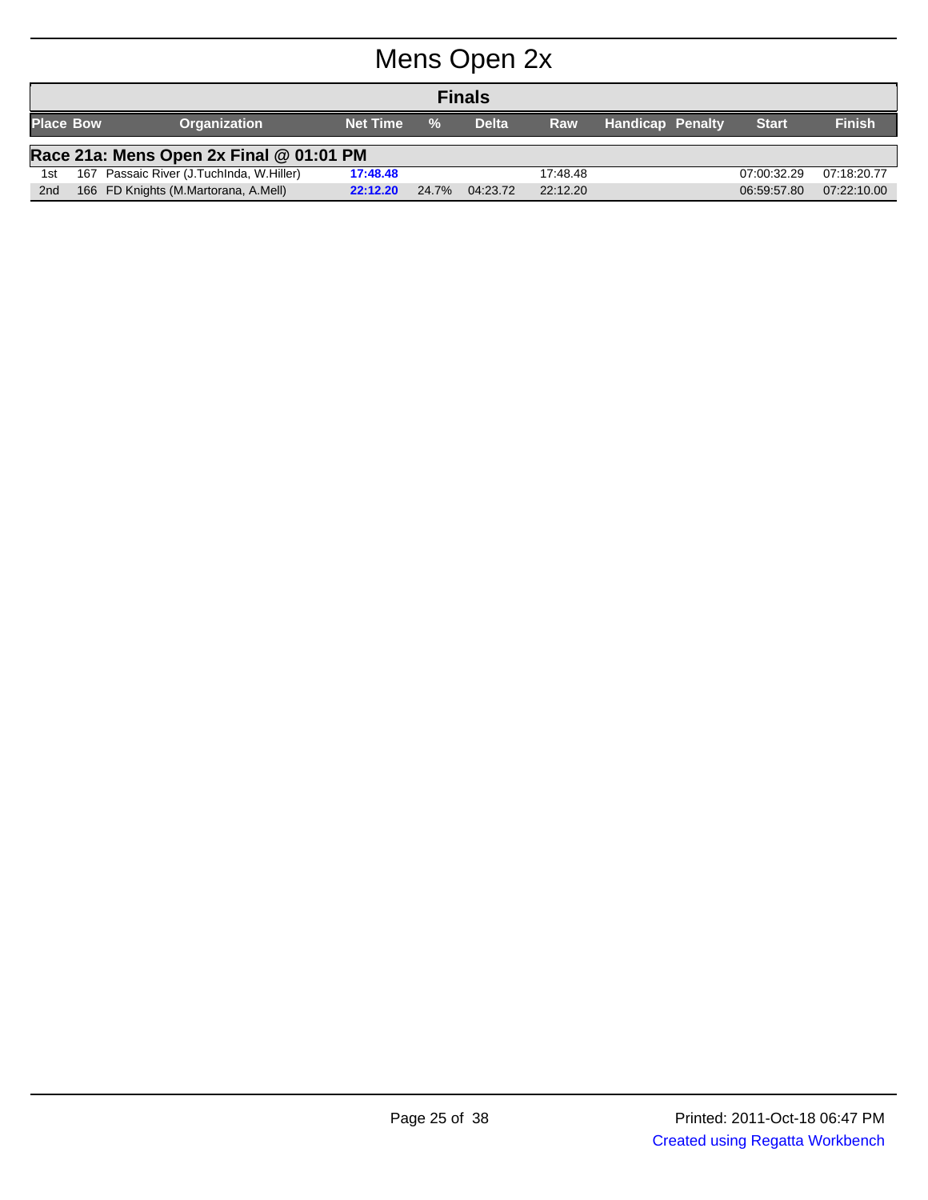# Mens Open 2x

## Finals

| Place | Bow | Organization | Net Time | % | Delta | Raw | Handicap | Penalty | Start | Finish |
|---|---|---|---|---|---|---|---|---|---|---|
| **Race 21a: Mens Open 2x Final @ 01:01 PM** | | | | | | | | | | |
| 1st | 167 | Passaic River (J.Tuchlnda, W.Hiller) | **17:48.48** | | | 17:48.48 | | | 07:00:32.29 | 07:18:20.77 |
| 2nd | 166 | FD Knights (M.Martorana, A.Mell) | **22:12.20** | 24.7% | 04:23.72 | 22:12.20 | | | 06:59:57.80 | 07:22:10.00 |

Printed: 2011-Oct-18 06:47 PM

Created using Regatta Workbench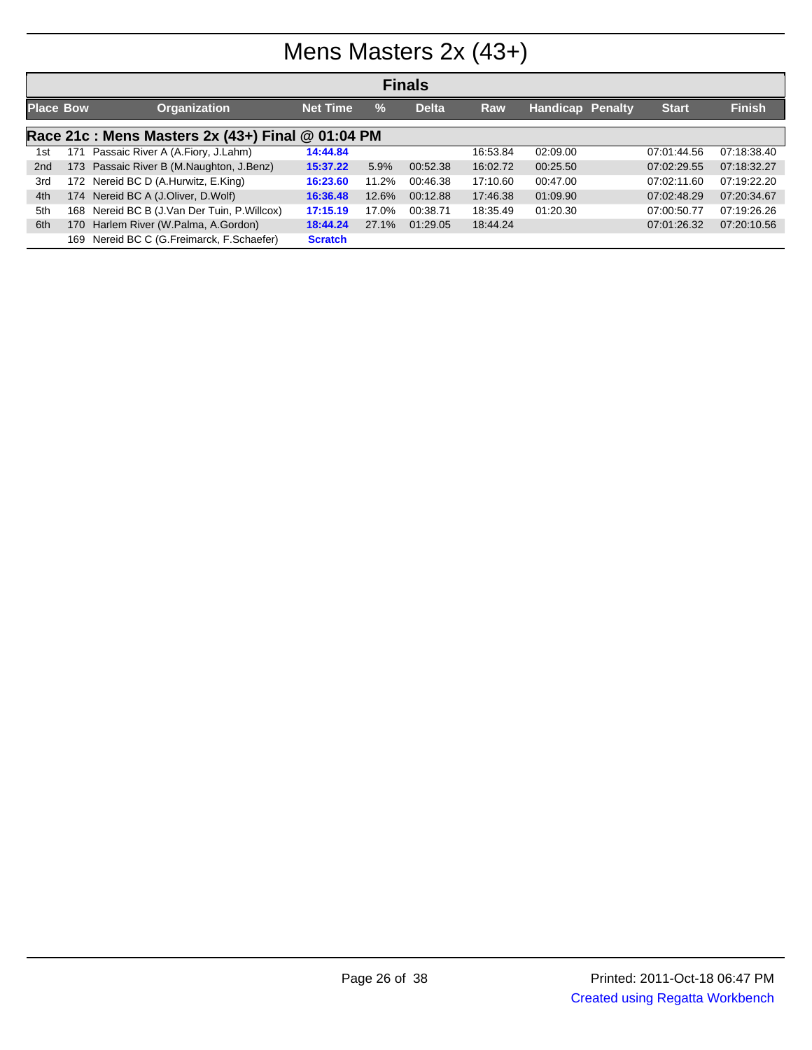# Mens Masters 2x (43+)

## Finals

### Race 21c : Mens Masters 2x (43+) Final @ 01:04 PM

| Place | Bow | Organization | Net Time | % | Delta | Raw | Handicap | Penalty | Start | Finish |
|---|---|---|---|---|---|---|---|---|---|---|
| 1st | 171 | Passaic River A (A.Fiory, J.Lahm) | **14:44.84** | | | 16:53.84 | 02:09.00 | | 07:01:44.56 | 07:18:38.40 |
| 2nd | 173 | Passaic River B (M.Naughton, J.Benz) | **15:37.22** | 5.9% | 00:52.38 | 16:02.72 | 00:25.50 | | 07:02:29.55 | 07:18:32.27 |
| 3rd | 172 | Nereid BC D (A.Hurwitz, E.King) | **16:23.60** | 11.2% | 00:46.38 | 17:10.60 | 00:47.00 | | 07:02:11.60 | 07:19:22.20 |
| 4th | 174 | Nereid BC A (J.Oliver, D.Wolf) | **16:36.48** | 12.6% | 00:12.88 | 17:46.38 | 01:09.90 | | 07:02:48.29 | 07:20:34.67 |
| 5th | 168 | Nereid BC B (J.Van Der Tuin, P.Willcox) | **17:15.19** | 17.0% | 00:38.71 | 18:35.49 | 01:20.30 | | 07:00:50.77 | 07:19:26.26 |
| 6th | 170 | Harlem River (W.Palma, A.Gordon) | **18:44.24** | 27.1% | 01:29.05 | 18:44.24 | | | 07:01:26.32 | 07:20:10.56 |
| | 169 | Nereid BC C (G.Freimarck, F.Schaefer) | **Scratch** | | | | | | | |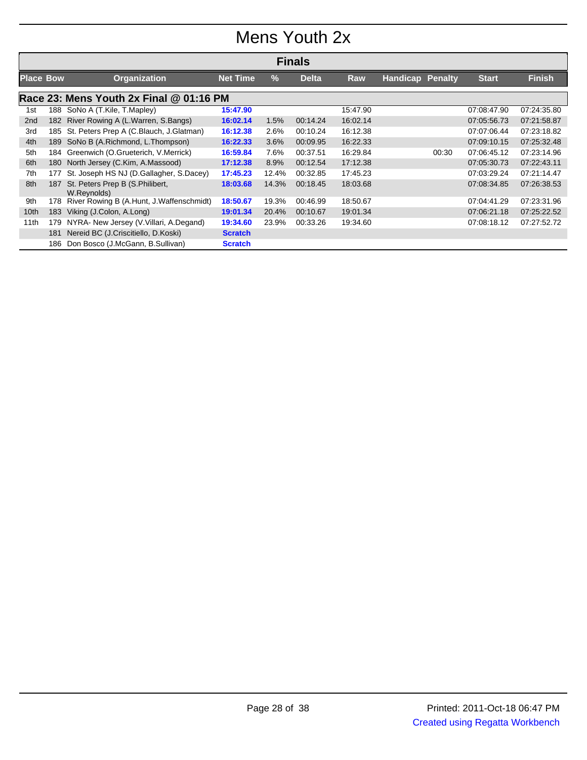# Mens Youth 2x

## Finals

| Place | Bow | Organization | Net Time | % | Delta | Raw | Handicap | Penalty | Start | Finish |
|---|---|---|---|---|---|---|---|---|---|---|
| **Race 23: Mens Youth 2x Final @ 01:16 PM** | | | | | | | | | | |
| 1st | 188 | SoNo A (T.Kile, T.Mapley) | **15:47.90** | | | 15:47.90 | | | 07:08:47.90 | 07:24:35.80 |
| 2nd | 182 | River Rowing A (L.Warren, S.Bangs) | **16:02.14** | 1.5% | 00:14.24 | 16:02.14 | | | 07:05:56.73 | 07:21:58.87 |
| 3rd | 185 | St. Peters Prep A (C.Blauch, J.Glatman) | **16:12.38** | 2.6% | 00:10.24 | 16:12.38 | | | 07:07:06.44 | 07:23:18.82 |
| 4th | 189 | SoNo B (A.Richmond, L.Thompson) | **16:22.33** | 3.6% | 00:09.95 | 16:22.33 | | | 07:09:10.15 | 07:25:32.48 |
| 5th | 184 | Greenwich (O.Grueterich, V.Merrick) | **16:59.84** | 7.6% | 00:37.51 | 16:29.84 | | 00:30 | 07:06:45.12 | 07:23:14.96 |
| 6th | 180 | North Jersey (C.Kim, A.Massood) | **17:12.38** | 8.9% | 00:12.54 | 17:12.38 | | | 07:05:30.73 | 07:22:43.11 |
| 7th | 177 | St. Joseph HS NJ (D.Gallagher, S.Dacey) | **17:45.23** | 12.4% | 00:32.85 | 17:45.23 | | | 07:03:29.24 | 07:21:14.47 |
| 8th | 187 | St. Peters Prep B (S.Philibert, W.Reynolds) | **18:03.68** | 14.3% | 00:18.45 | 18:03.68 | | | 07:08:34.85 | 07:26:38.53 |
| 9th | 178 | River Rowing B (A.Hunt, J.Waffenschmidt) | **18:50.67** | 19.3% | 00:46.99 | 18:50.67 | | | 07:04:41.29 | 07:23:31.96 |
| 10th | 183 | Viking (J.Colon, A.Long) | **19:01.34** | 20.4% | 00:10.67 | 19:01.34 | | | 07:06:21.18 | 07:25:22.52 |
| 11th | 179 | NYRA- New Jersey (V.Villari, A.Degand) | **19:34.60** | 23.9% | 00:33.26 | 19:34.60 | | | 07:08:18.12 | 07:27:52.72 |
| | 181 | Nereid BC (J.Criscitiello, D.Koski) | **Scratch** | | | | | | | |
| | 186 | Don Bosco (J.McGann, B.Sullivan) | **Scratch** | | | | | | | |

Printed: 2011-Oct-18 06:47 PM

Created using Regatta Workbench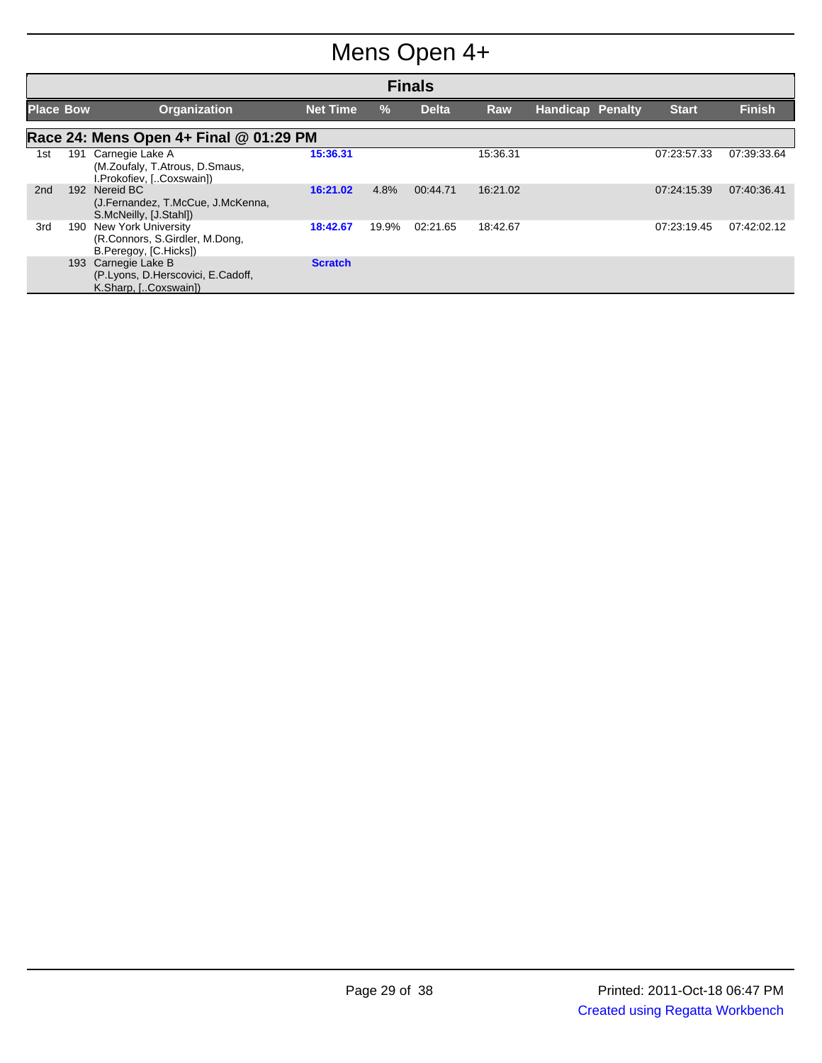# Mens Open 4+

## Finals

| Place | Bow | Organization | Net Time | % | Delta | Raw | Handicap | Penalty | Start | Finish |
|---|---|---|---|---|---|---|---|---|---|---|
| **Race 24: Mens Open 4+ Final @ 01:29 PM** | | | | | | | | | | |
| 1st | 191 | Carnegie Lake A (M.Zoufaly, T.Atrous, D.Smaus, I.Prokofiev, [..Coxswain]) | 15:36.31 | | | 15:36.31 | | | 07:23:57.33 | 07:39:33.64 |
| 2nd | 192 | Nereid BC (J.Fernandez, T.McCue, J.McKenna, S.McNeilly, [J.Stahl]) | 16:21.02 | 4.8% | 00:44.71 | 16:21.02 | | | 07:24:15.39 | 07:40:36.41 |
| 3rd | 190 | New York University (R.Connors, S.Girdler, M.Dong, B.Peregoy, [C.Hicks]) | 18:42.67 | 19.9% | 02:21.65 | 18:42.67 | | | 07:23:19.45 | 07:42:02.12 |
| | 193 | Carnegie Lake B (P.Lyons, D.Herscovici, E.Cadoff, K.Sharp, [..Coxswain]) | Scratch | | | | | | | |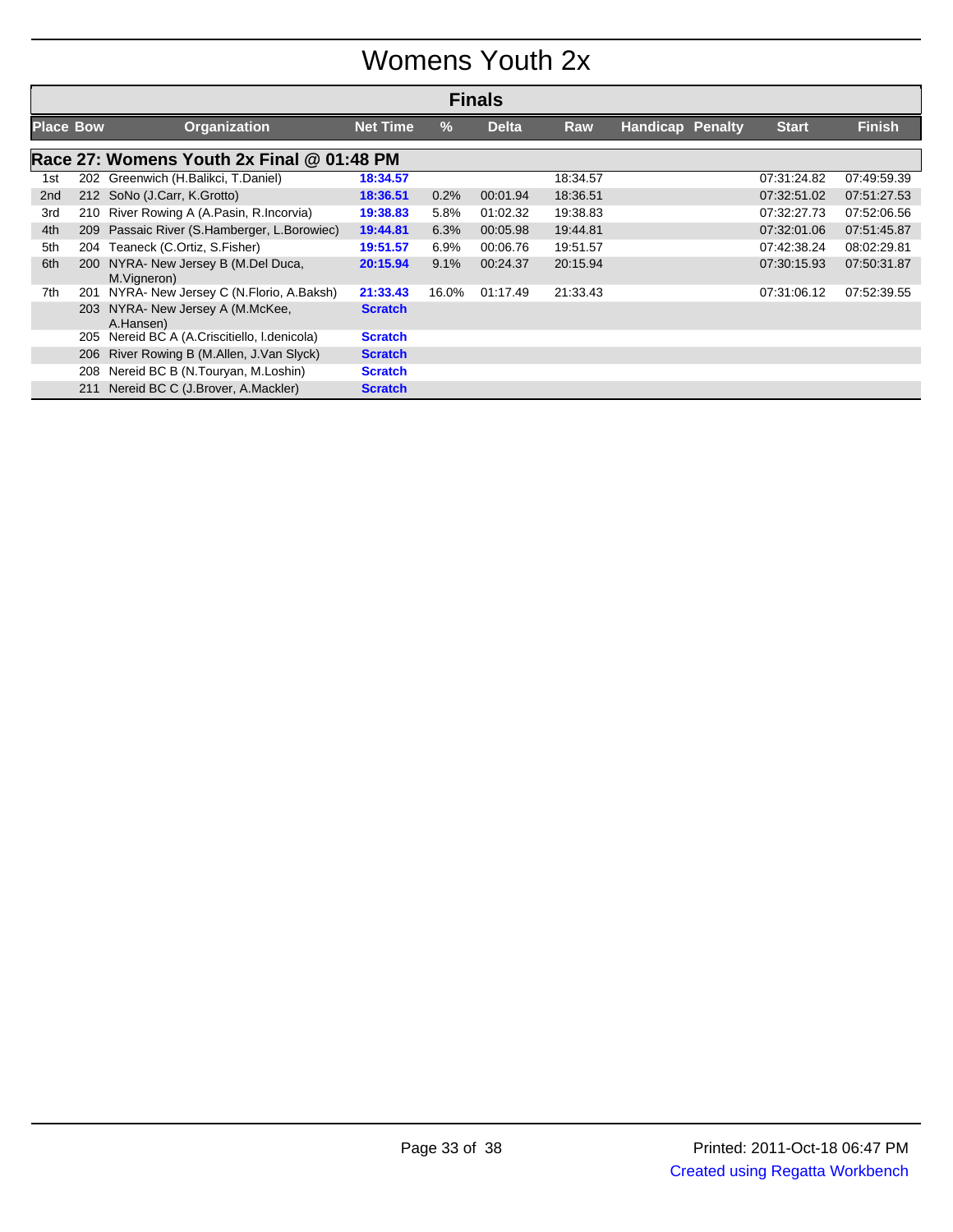# Womens Youth 2x

## Finals

| Place | Bow | Organization | Net Time | % | Delta | Raw | Handicap | Penalty | Start | Finish |
|---|---|---|---|---|---|---|---|---|---|---|
| **Race 27: Womens Youth 2x Final @ 01:48 PM** | | | | | | | | | | |
| 1st | 202 | Greenwich (H.Balikci, T.Daniel) | **18:34.57** | | | 18:34.57 | | | 07:31:24.82 | 07:49:59.39 |
| 2nd | 212 | SoNo (J.Carr, K.Grotto) | **18:36.51** | 0.2% | 00:01.94 | 18:36.51 | | | 07:32:51.02 | 07:51:27.53 |
| 3rd | 210 | River Rowing A (A.Pasin, R.Incorvia) | **19:38.83** | 5.8% | 01:02.32 | 19:38.83 | | | 07:32:27.73 | 07:52:06.56 |
| 4th | 209 | Passaic River (S.Hamberger, L.Borowiec) | **19:44.81** | 6.3% | 00:05.98 | 19:44.81 | | | 07:32:01.06 | 07:51:45.87 |
| 5th | 204 | Teaneck (C.Ortiz, S.Fisher) | **19:51.57** | 6.9% | 00:06.76 | 19:51.57 | | | 07:42:38.24 | 08:02:29.81 |
| 6th | 200 | NYRA- New Jersey B (M.Del Duca, M.Vigneron) | **20:15.94** | 9.1% | 00:24.37 | 20:15.94 | | | 07:30:15.93 | 07:50:31.87 |
| 7th | 201 | NYRA- New Jersey C (N.Florio, A.Baksh) | **21:33.43** | 16.0% | 01:17.49 | 21:33.43 | | | 07:31:06.12 | 07:52:39.55 |
| | 203 | NYRA- New Jersey A (M.McKee, A.Hansen) | **Scratch** | | | | | | | |
| | 205 | Nereid BC A (A.Criscitiello, l.denicola) | **Scratch** | | | | | | | |
| | 206 | River Rowing B (M.Allen, J.Van Slyck) | **Scratch** | | | | | | | |
| | 208 | Nereid BC B (N.Touryan, M.Loshin) | **Scratch** | | | | | | | |
| | 211 | Nereid BC C (J.Brover, A.Mackler) | **Scratch** | | | | | | | |

Printed: 2011-Oct-18 06:47 PM

Created using Regatta Workbench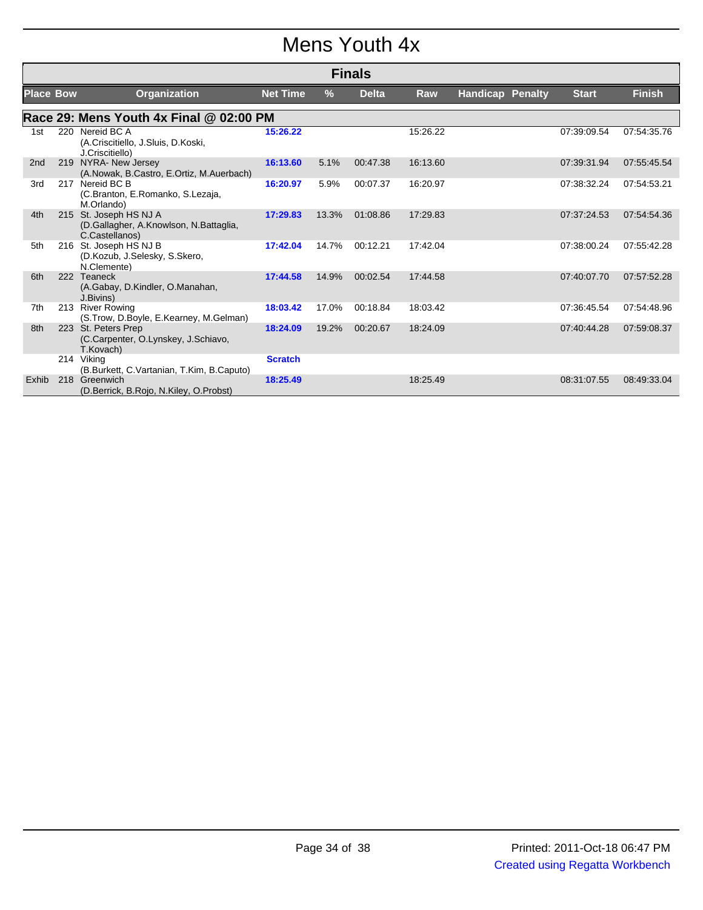# Mens Youth 4x

## Finals

| Place | Bow | Organization | Net Time | % | Delta | Raw | Handicap | Penalty | Start | Finish |
|---|---|---|---|---|---|---|---|---|---|---|
| **Race 29: Mens Youth 4x Final @ 02:00 PM** | | | | | | | | | | |
| 1st | 220 | Nereid BC A (A.Criscitiello, J.Sluis, D.Koski, J.Criscitiello) | 15:26.22 | | | 15:26.22 | | | 07:39:09.54 | 07:54:35.76 |
| 2nd | 219 | NYRA- New Jersey (A.Nowak, B.Castro, E.Ortiz, M.Auerbach) | 16:13.60 | 5.1% | 00:47.38 | 16:13.60 | | | 07:39:31.94 | 07:55:45.54 |
| 3rd | 217 | Nereid BC B (C.Branton, E.Romanko, S.Lezaja, M.Orlando) | 16:20.97 | 5.9% | 00:07.37 | 16:20.97 | | | 07:38:32.24 | 07:54:53.21 |
| 4th | 215 | St. Joseph HS NJ A (D.Gallagher, A.Knowlson, N.Battaglia, C.Castellanos) | 17:29.83 | 13.3% | 01:08.86 | 17:29.83 | | | 07:37:24.53 | 07:54:54.36 |
| 5th | 216 | St. Joseph HS NJ B (D.Kozub, J.Selesky, S.Skero, N.Clemente) | 17:42.04 | 14.7% | 00:12.21 | 17:42.04 | | | 07:38:00.24 | 07:55:42.28 |
| 6th | 222 | Teaneck (A.Gabay, D.Kindler, O.Manahan, J.Bivins) | 17:44.58 | 14.9% | 00:02.54 | 17:44.58 | | | 07:40:07.70 | 07:57:52.28 |
| 7th | 213 | River Rowing (S.Trow, D.Boyle, E.Kearney, M.Gelman) | 18:03.42 | 17.0% | 00:18.84 | 18:03.42 | | | 07:36:45.54 | 07:54:48.96 |
| 8th | 223 | St. Peters Prep (C.Carpenter, O.Lynskey, J.Schiavo, T.Kovach) | 18:24.09 | 19.2% | 00:20.67 | 18:24.09 | | | 07:40:44.28 | 07:59:08.37 |
| | 214 | Viking (B.Burkett, C.Vartanian, T.Kim, B.Caputo) | Scratch | | | | | | | |
| Exhib | 218 | Greenwich (D.Berrick, B.Rojo, N.Kiley, O.Probst) | 18:25.49 | | | 18:25.49 | | | 08:31:07.55 | 08:49:33.04 |

Printed: 2011-Oct-18 06:47 PM

Created using Regatta Workbench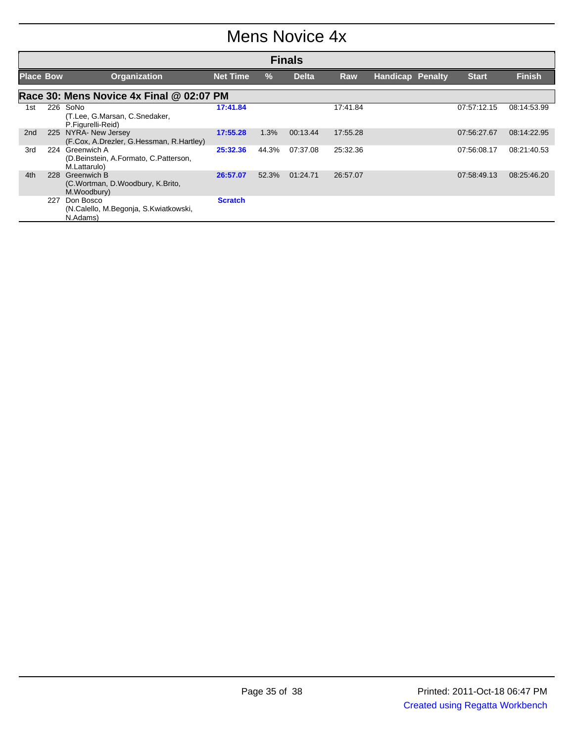# Mens Novice 4x

## Finals

| Place | Bow | Organization | Net Time | % | Delta | Raw | Handicap | Penalty | Start | Finish |
|---|---|---|---|---|---|---|---|---|---|---|
| **Race 30: Mens Novice 4x Final @ 02:07 PM** | | | | | | | | | | |
| 1st | 226 | SoNo (T.Lee, G.Marsan, C.Snedaker, P.Figurelli-Reid) | **17:41.84** | | | 17:41.84 | | | 07:57:12.15 | 08:14:53.99 |
| 2nd | 225 | NYRA- New Jersey (F.Cox, A.Drezler, G.Hessman, R.Hartley) | **17:55.28** | 1.3% | 00:13.44 | 17:55.28 | | | 07:56:27.67 | 08:14:22.95 |
| 3rd | 224 | Greenwich A (D.Beinstein, A.Formato, C.Patterson, M.Lattarulo) | **25:32.36** | 44.3% | 07:37.08 | 25:32.36 | | | 07:56:08.17 | 08:21:40.53 |
| 4th | 228 | Greenwich B (C.Wortman, D.Woodbury, K.Brito, M.Woodbury) | **26:57.07** | 52.3% | 01:24.71 | 26:57.07 | | | 07:58:49.13 | 08:25:46.20 |
| | 227 | Don Bosco (N.Calello, M.Begonja, S.Kwiatkowski, N.Adams) | **Scratch** | | | | | | | |

Printed: 2011-Oct-18 06:47 PM

Created using Regatta Workbench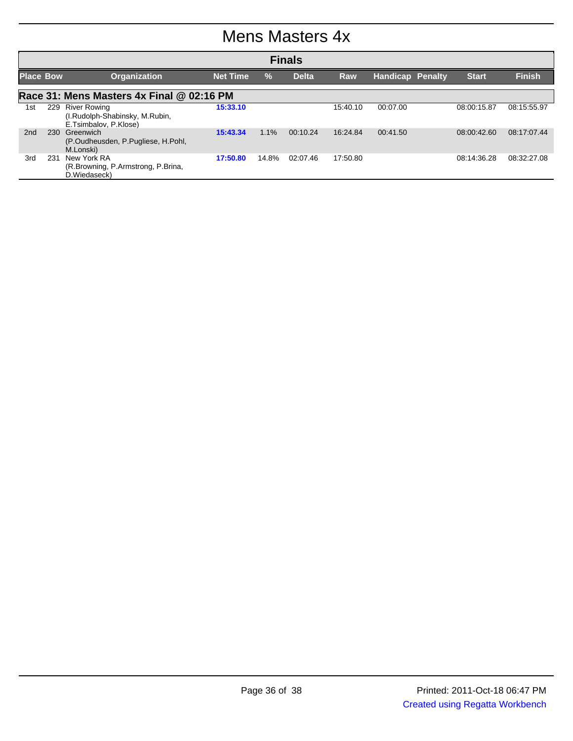# Mens Masters 4x

## Finals

### Race 31: Mens Masters 4x Final @ 02:16 PM

| Place | Bow | Organization | Net Time | % | Delta | Raw | Handicap | Penalty | Start | Finish |
|---|---|---|---|---|---|---|---|---|---|---|
| 1st | 229 | River Rowing (I.Rudolph-Shabinsky, M.Rubin, E.Tsimbalov, P.Klose) | 15:33.10 | | | 15:40.10 | 00:07.00 | | 08:00:15.87 | 08:15:55.97 |
| 2nd | 230 | Greenwich (P.Oudheusden, P.Pugliese, H.Pohl, M.Lonski) | 15:43.34 | 1.1% | 00:10.24 | 16:24.84 | 00:41.50 | | 08:00:42.60 | 08:17:07.44 |
| 3rd | 231 | New York RA (R.Browning, P.Armstrong, P.Brina, D.Wiedaseck) | 17:50.80 | 14.8% | 02:07.46 | 17:50.80 | | | 08:14:36.28 | 08:32:27.08 |

Printed: 2011-Oct-18 06:47 PM

Created using Regatta Workbench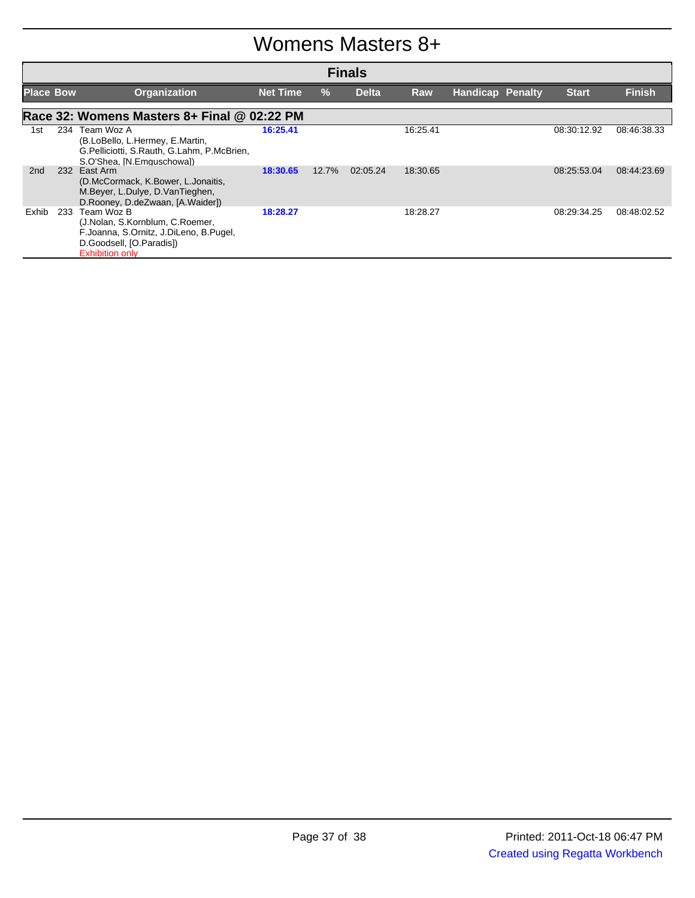# Womens Masters 8+

## Finals

| Place | Bow | Organization | Net Time | % | Delta | Raw | Handicap | Penalty | Start | Finish |
|---|---|---|---|---|---|---|---|---|---|---|
| **Race 32: Womens Masters 8+ Final @ 02:22 PM** | | | | | | | | | | |
| 1st | 234 | Team Woz A (B.LoBello, L.Hermey, E.Martin, G.Pelliciotti, S.Rauth, G.Lahm, P.McBrien, S.O'Shea, [N.Emguschowa]) | **16:25.41** | | | 16:25.41 | | | 08:30:12.92 | 08:46:38.33 |
| 2nd | 232 | East Arm (D.McCormack, K.Bower, L.Jonaitis, M.Beyer, L.Dulye, D.VanTieghen, D.Rooney, D.deZwaan, [A.Waider]) | **18:30.65** | 12.7% | 02:05.24 | 18:30.65 | | | 08:25:53.04 | 08:44:23.69 |
| Exhib | 233 | Team Woz B (J.Nolan, S.Kornblum, C.Roemer, F.Joanna, S.Ornitz, J.DiLeno, B.Pugel, D.Goodsell, [O.Paradis]) Exhibition only | **18:28.27** | | | 18:28.27 | | | 08:29:34.25 | 08:48:02.52 |

Printed: 2011-Oct-18 06:47 PM

Created using Regatta Workbench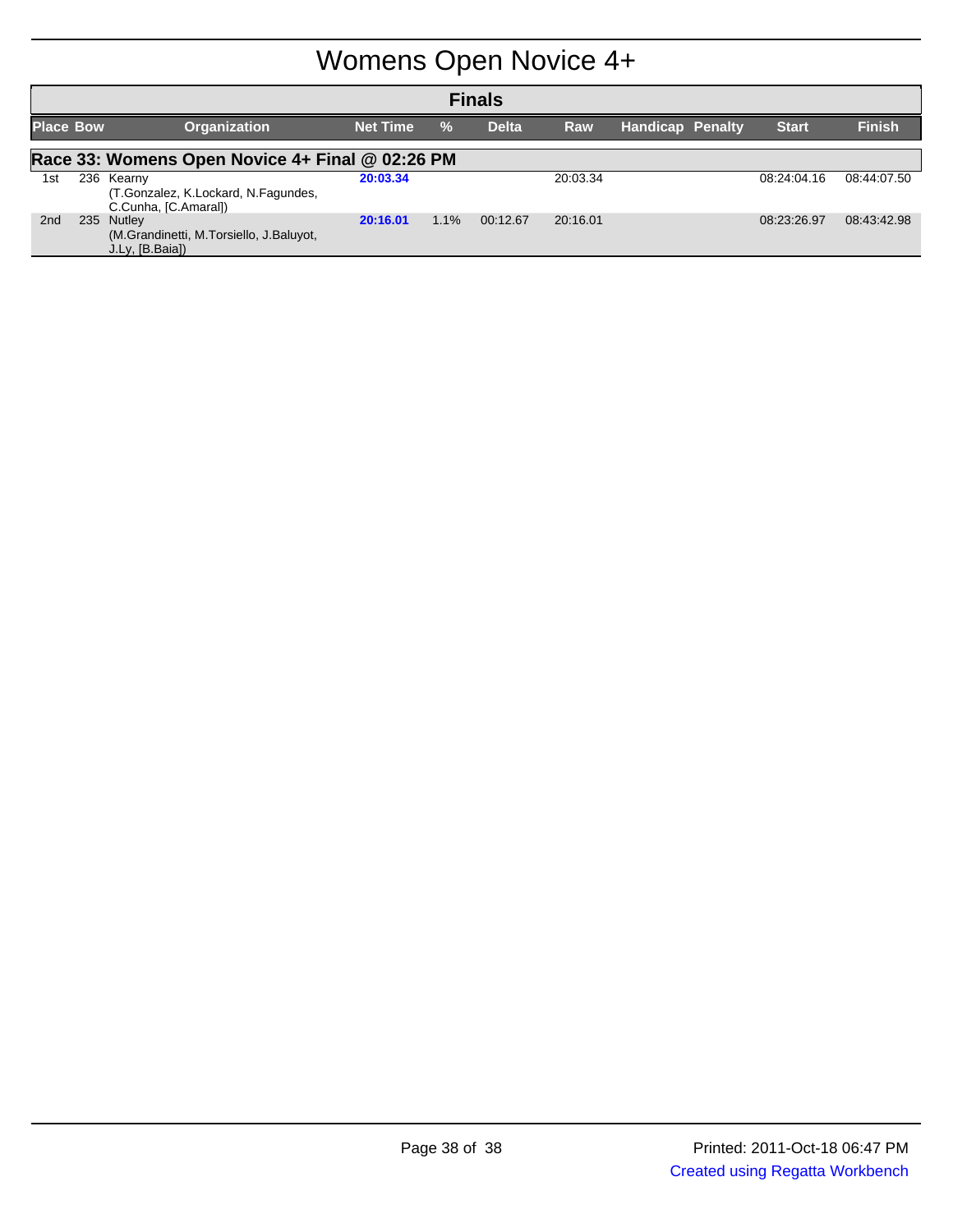# Womens Open Novice 4+

## Finals

| Place | Bow | Organization | Net Time | % | Delta | Raw | Handicap | Penalty | Start | Finish |
|---|---|---|---|---|---|---|---|---|---|---|
| **Race 33: Womens Open Novice 4+ Final @ 02:26 PM** | | | | | | | | | | |
| 1st | 236 | Kearny (T.Gonzalez, K.Lockard, N.Fagundes, C.Cunha, [C.Amaral]) | **20:03.34** | | | 20:03.34 | | | 08:24:04.16 | 08:44:07.50 |
| 2nd | 235 | Nutley (M.Grandinetti, M.Torsiello, J.Baluyot, J.Ly, [B.Baia]) | **20:16.01** | 1.1% | 00:12.67 | 20:16.01 | | | 08:23:26.97 | 08:43:42.98 |

Printed: 2011-Oct-18 06:47 PM

Created using Regatta Workbench